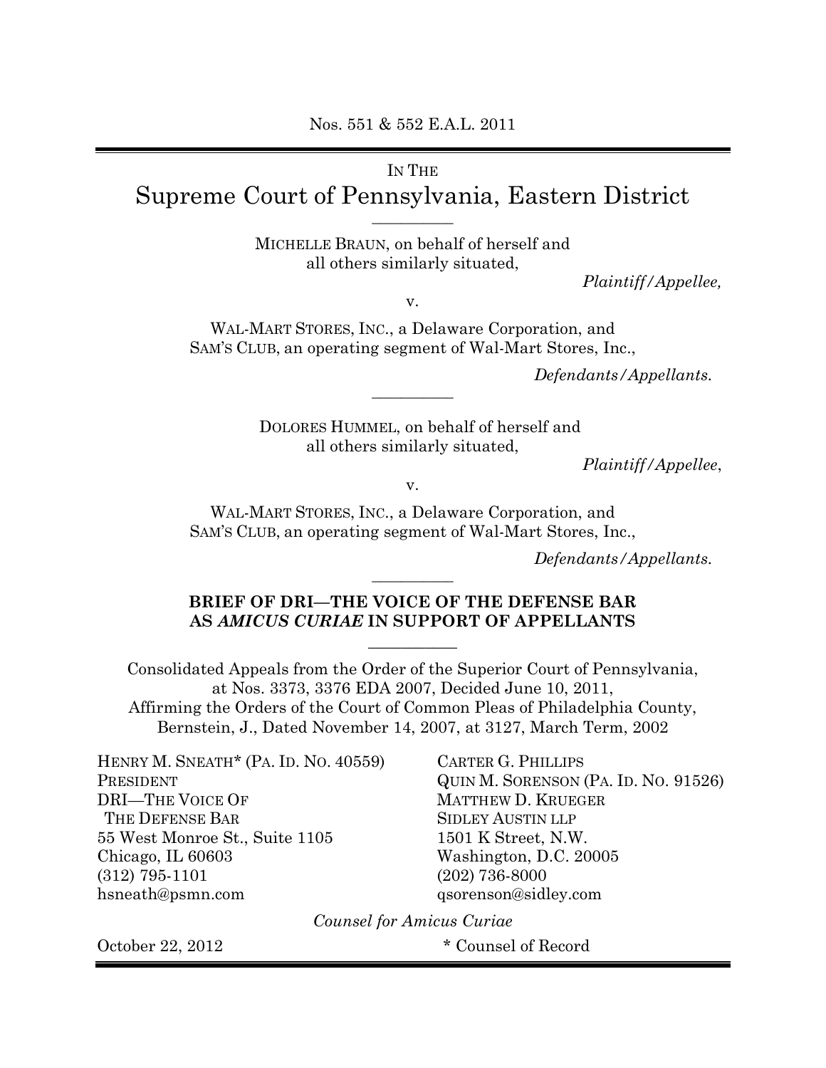Nos. 551 & 552 E.A.L. 2011

IN THE

# Supreme Court of Pennsylvania, Eastern District

---

MICHELLE BRAUN, on behalf of herself and all others similarly situated,

*Plaintiff/Appellee,*

v.

WAL-MART STORES, INC., a Delaware Corporation, and SAM'S CLUB, an operating segment of Wal-Mart Stores, Inc.,

*Defendants/Appellants.*

---

DOLORES HUMMEL, on behalf of herself and all others similarly situated,

*Plaintiff/Appellee,*

v.

WAL-MART STORES, INC., a Delaware Corporation, and SAM'S CLUB, an operating segment of Wal-Mart Stores, Inc.,

*Defendants/Appellants.*

---

**BRIEF OF DRI—THE VOICE OF THE DEFENSE BAR AS *AMICUS CURIAE* IN SUPPORT OF APPELLANTS**

---

Consolidated Appeals from the Order of the Superior Court of Pennsylvania, at Nos. 3373, 3376 EDA 2007, Decided June 10, 2011, Affirming the Orders of the Court of Common Pleas of Philadelphia County, Bernstein, J., Dated November 14, 2007, at 3127, March Term, 2002

HENRY M. SNEATH* (PA. ID. NO. 40559)
PRESIDENT
DRI—THE VOICE OF THE DEFENSE BAR
55 West Monroe St., Suite 1105
Chicago, IL 60603
(312) 795-1101
hsneath@psmn.com

CARTER G. PHILLIPS
QUIN M. SORENSON (PA. ID. NO. 91526)
MATTHEW D. KRUEGER
SIDLEY AUSTIN LLP
1501 K Street, N.W.
Washington, D.C. 20005
(202) 736-8000
qsorenson@sidley.com

*Counsel for Amicus Curiae*

October 22, 2012

\* Counsel of Record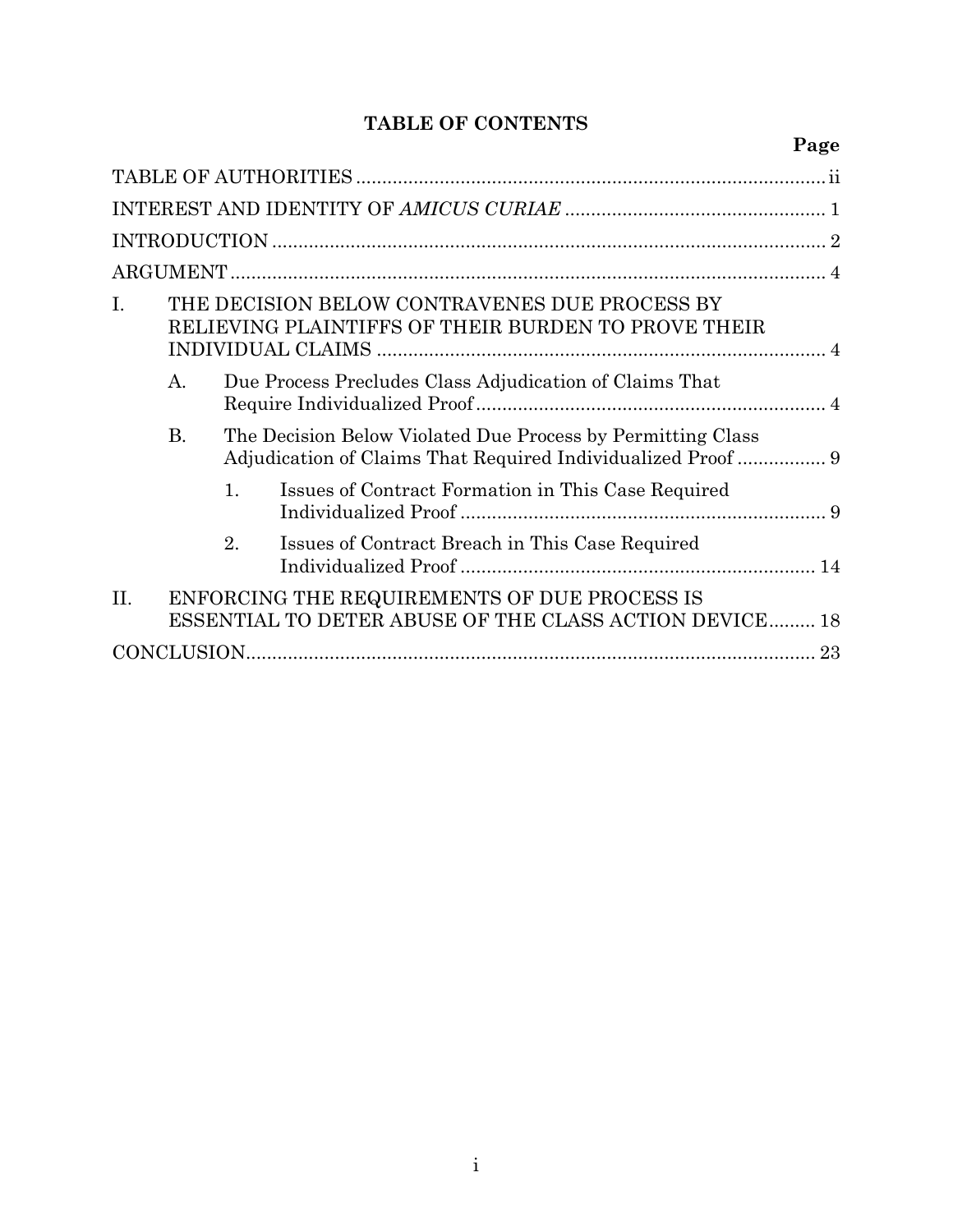# TABLE OF CONTENTS

| | Page |
|---|---|
| TABLE OF AUTHORITIES | ii |
| INTEREST AND IDENTITY OF *AMICUS CURIAE* | 1 |
| INTRODUCTION | 2 |
| ARGUMENT | 4 |
| I. THE DECISION BELOW CONTRAVENES DUE PROCESS BY RELIEVING PLAINTIFFS OF THEIR BURDEN TO PROVE THEIR INDIVIDUAL CLAIMS | 4 |
| A. Due Process Precludes Class Adjudication of Claims That Require Individualized Proof | 4 |
| B. The Decision Below Violated Due Process by Permitting Class Adjudication of Claims That Required Individualized Proof | 9 |
| 1. Issues of Contract Formation in This Case Required Individualized Proof | 9 |
| 2. Issues of Contract Breach in This Case Required Individualized Proof | 14 |
| II. ENFORCING THE REQUIREMENTS OF DUE PROCESS IS ESSENTIAL TO DETER ABUSE OF THE CLASS ACTION DEVICE | 18 |
| CONCLUSION | 23 |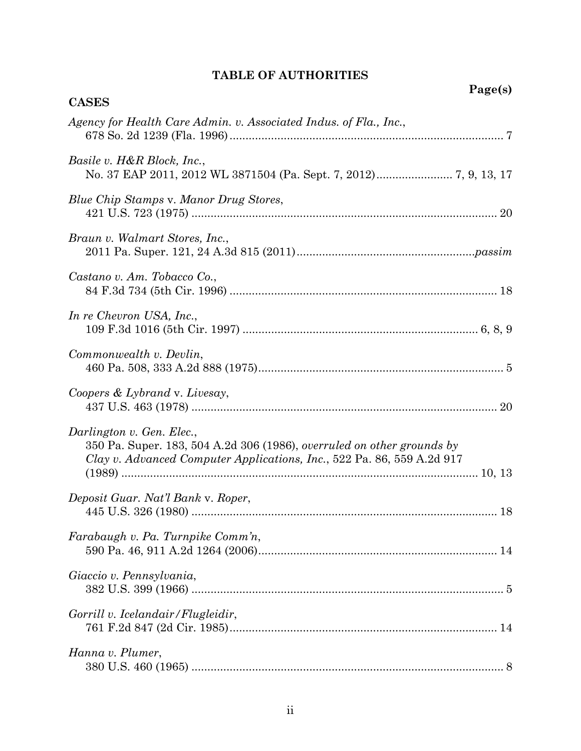# TABLE OF AUTHORITIES

**Page(s)**

## CASES

*Agency for Health Care Admin. v. Associated Indus. of Fla., Inc.*,
678 So. 2d 1239 (Fla. 1996) ........................................................................ 7

*Basile v. H&R Block, Inc.*,
No. 37 EAP 2011, 2012 WL 3871504 (Pa. Sept. 7, 2012) ........................ 7, 9, 13, 17

*Blue Chip Stamps* v. *Manor Drug Stores*,
421 U.S. 723 (1975) ................................................................................ 20

*Braun v. Walmart Stores, Inc.*,
2011 Pa. Super. 121, 24 A.3d 815 (2011) ........................................................ *passim*

*Castano v. Am. Tobacco Co.*,
84 F.3d 734 (5th Cir. 1996) ...................................................................... 18

*In re Chevron USA, Inc.*,
109 F.3d 1016 (5th Cir. 1997) ............................................................ 6, 8, 9

*Commonwealth v. Devlin*,
460 Pa. 508, 333 A.2d 888 (1975) .............................................................. 5

*Coopers & Lybrand* v. *Livesay*,
437 U.S. 463 (1978) ................................................................................ 20

*Darlington v. Gen. Elec.*,
350 Pa. Super. 183, 504 A.2d 306 (1986), *overruled on other grounds by Clay v. Advanced Computer Applications, Inc.*, 522 Pa. 86, 559 A.2d 917 (1989) ................................................................................ 10, 13

*Deposit Guar. Nat'l Bank* v. *Roper*,
445 U.S. 326 (1980) ................................................................................ 18

*Farabaugh v. Pa. Turnpike Comm'n*,
590 Pa. 46, 911 A.2d 1264 (2006) ............................................................ 14

*Giaccio v. Pennsylvania*,
382 U.S. 399 (1966) .................................................................................. 5

*Gorrill v. Icelandair/Flugleidir*,
761 F.2d 847 (2d Cir. 1985) ...................................................................... 14

*Hanna v. Plumer*,
380 U.S. 460 (1965) .................................................................................. 8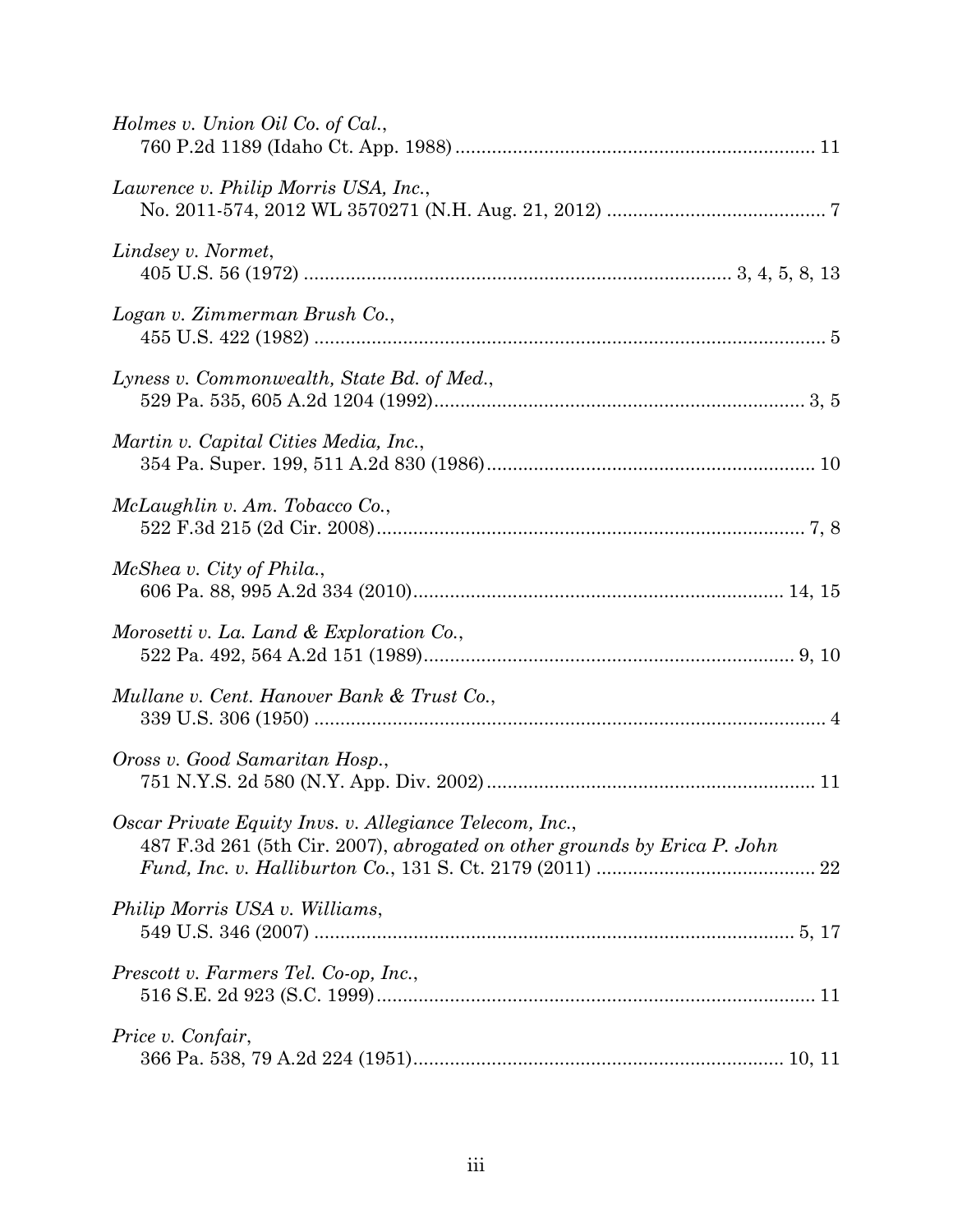*Holmes v. Union Oil Co. of Cal.*,
760 P.2d 1189 (Idaho Ct. App. 1988) .................................................................... 11

*Lawrence v. Philip Morris USA, Inc.*,
No. 2011-574, 2012 WL 3570271 (N.H. Aug. 21, 2012) .......................................... 7

*Lindsey v. Normet*,
405 U.S. 56 (1972) .................................................................................. 3, 4, 5, 8, 13

*Logan v. Zimmerman Brush Co.*,
455 U.S. 422 (1982) .................................................................................................. 5

*Lyness v. Commonwealth, State Bd. of Med.*,
529 Pa. 535, 605 A.2d 1204 (1992)...................................................................... 3, 5

*Martin v. Capital Cities Media, Inc.*,
354 Pa. Super. 199, 511 A.2d 830 (1986).............................................................. 10

*McLaughlin v. Am. Tobacco Co.*,
522 F.3d 215 (2d Cir. 2008)................................................................................. 7, 8

*McShea v. City of Phila.*,
606 Pa. 88, 995 A.2d 334 (2010)...................................................................... 14, 15

*Morosetti v. La. Land & Exploration Co.*,
522 Pa. 492, 564 A.2d 151 (1989)...................................................................... 9, 10

*Mullane v. Cent. Hanover Bank & Trust Co.*,
339 U.S. 306 (1950) .................................................................................................. 4

*Oross v. Good Samaritan Hosp.*,
751 N.Y.S. 2d 580 (N.Y. App. Div. 2002).............................................................. 11

*Oscar Private Equity Invs. v. Allegiance Telecom, Inc.*,
487 F.3d 261 (5th Cir. 2007), *abrogated on other grounds by Erica P. John Fund, Inc. v. Halliburton Co.*, 131 S. Ct. 2179 (2011) .......................................... 22

*Philip Morris USA v. Williams*,
549 U.S. 346 (2007) ............................................................................................ 5, 17

*Prescott v. Farmers Tel. Co-op, Inc.*,
516 S.E. 2d 923 (S.C. 1999)................................................................................... 11

*Price v. Confair*,
366 Pa. 538, 79 A.2d 224 (1951)...................................................................... 10, 11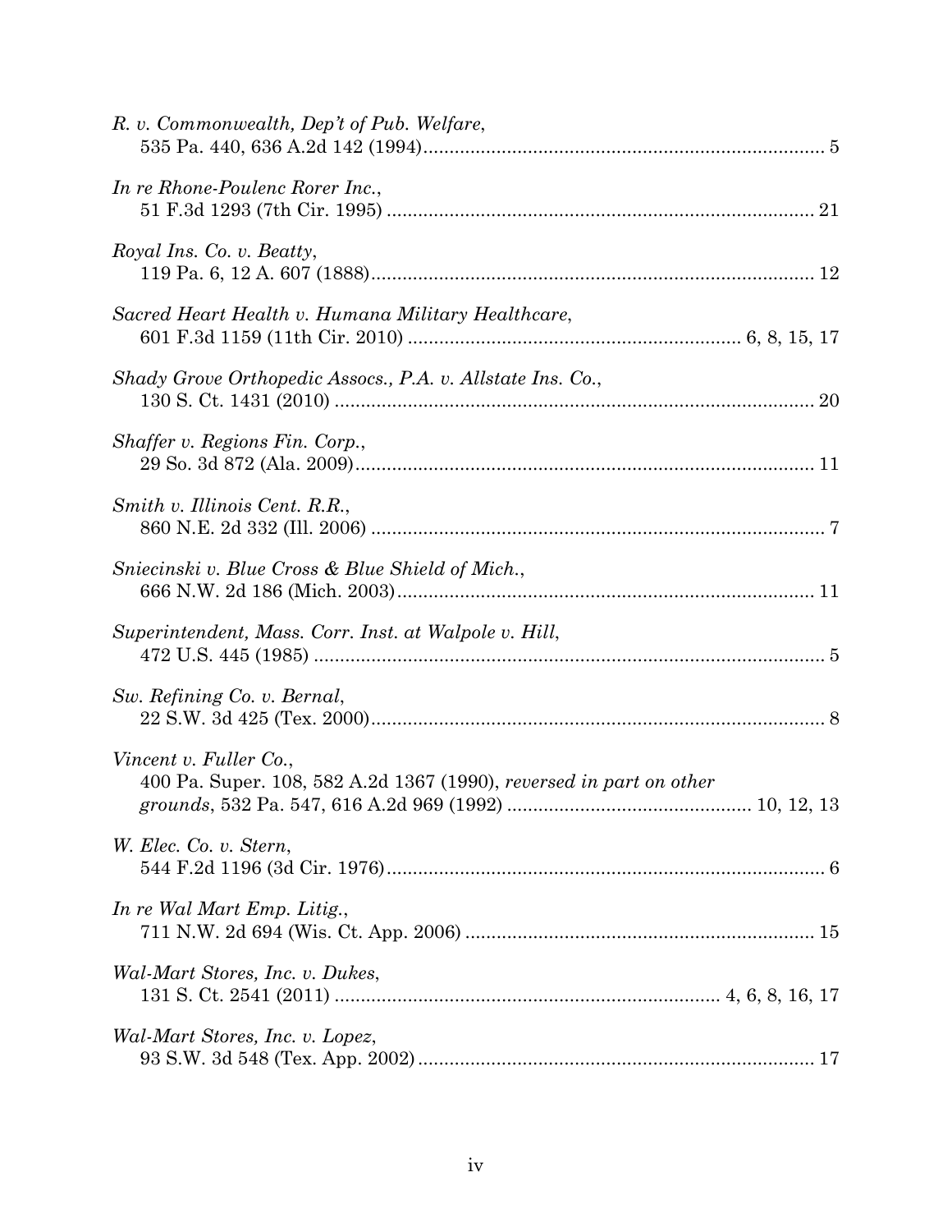*R. v. Commonwealth, Dep't of Pub. Welfare*,
535 Pa. 440, 636 A.2d 142 (1994) ........................................................................... 5

*In re Rhone-Poulenc Rorer Inc.*,
51 F.3d 1293 (7th Cir. 1995) ................................................................................ 21

*Royal Ins. Co. v. Beatty*,
119 Pa. 6, 12 A. 607 (1888) ................................................................................... 12

*Sacred Heart Health v. Humana Military Healthcare*,
601 F.3d 1159 (11th Cir. 2010) ............................................................. 6, 8, 15, 17

*Shady Grove Orthopedic Assocs., P.A. v. Allstate Ins. Co.*,
130 S. Ct. 1431 (2010) .......................................................................................... 20

*Shaffer v. Regions Fin. Corp.*,
29 So. 3d 872 (Ala. 2009) ...................................................................................... 11

*Smith v. Illinois Cent. R.R.*,
860 N.E. 2d 332 (Ill. 2006) ..................................................................................... 7

*Sniecinski v. Blue Cross & Blue Shield of Mich.*,
666 N.W. 2d 186 (Mich. 2003) ............................................................................... 11

*Superintendent, Mass. Corr. Inst. at Walpole v. Hill*,
472 U.S. 445 (1985) ................................................................................................ 5

*Sw. Refining Co. v. Bernal*,
22 S.W. 3d 425 (Tex. 2000) ..................................................................................... 8

*Vincent v. Fuller Co.*,
400 Pa. Super. 108, 582 A.2d 1367 (1990), *reversed in part on other grounds*, 532 Pa. 547, 616 A.2d 969 (1992) ............................................. 10, 12, 13

*W. Elec. Co. v. Stern*,
544 F.2d 1196 (3d Cir. 1976) ................................................................................... 6

*In re Wal Mart Emp. Litig.*,
711 N.W. 2d 694 (Wis. Ct. App. 2006) .................................................................. 15

*Wal-Mart Stores, Inc. v. Dukes*,
131 S. Ct. 2541 (2011) ......................................................................... 4, 6, 8, 16, 17

*Wal-Mart Stores, Inc. v. Lopez*,
93 S.W. 3d 548 (Tex. App. 2002) ........................................................................... 17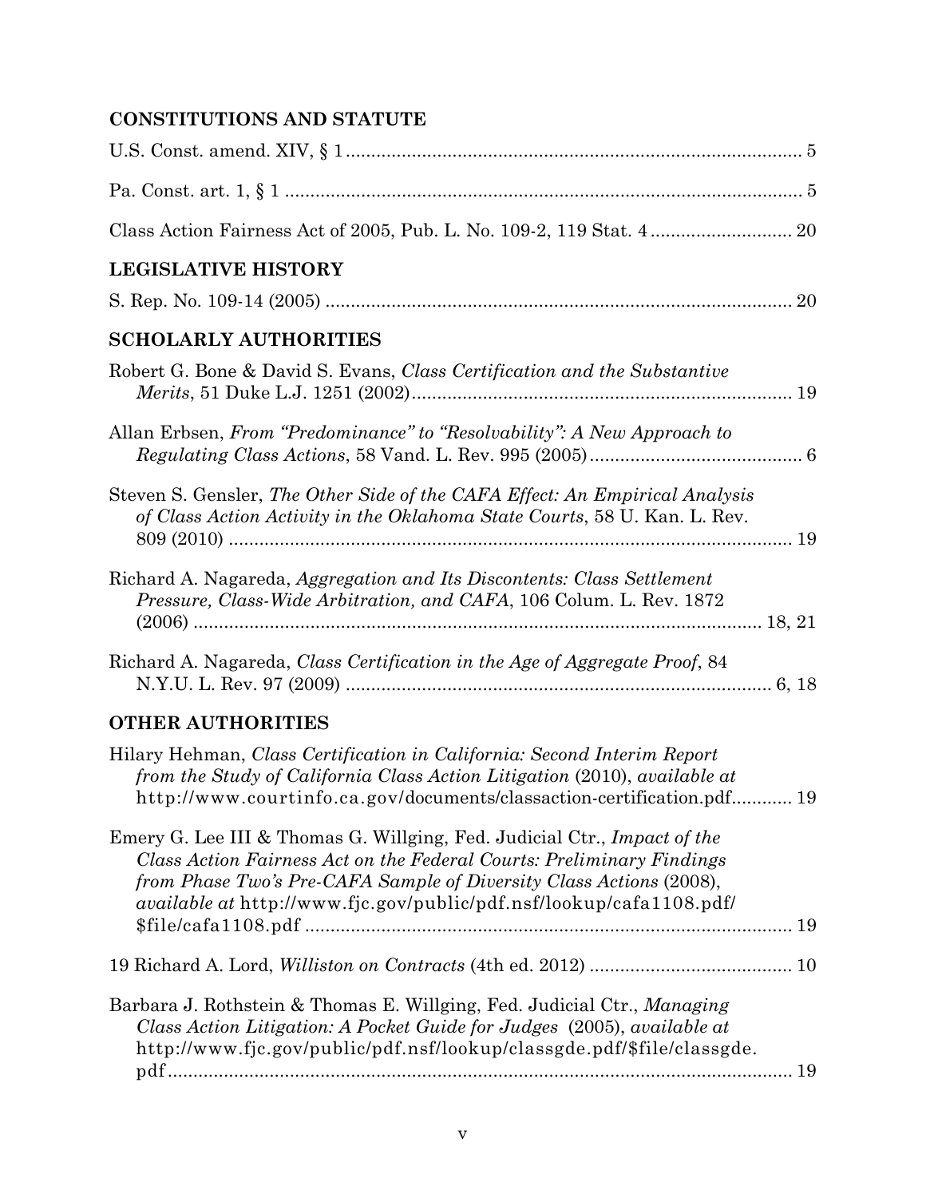## CONSTITUTIONS AND STATUTE

U.S. Const. amend. XIV, § 1 .......................................................................................... 5

Pa. Const. art. 1, § 1 ...................................................................................................... 5

Class Action Fairness Act of 2005, Pub. L. No. 109-2, 119 Stat. 4 ............................ 20

## LEGISLATIVE HISTORY

S. Rep. No. 109-14 (2005) ............................................................................................ 20

## SCHOLARLY AUTHORITIES

Robert G. Bone & David S. Evans, *Class Certification and the Substantive Merits*, 51 Duke L.J. 1251 (2002)........................................................................... 19

Allan Erbsen, *From "Predominance" to "Resolvability": A New Approach to Regulating Class Actions*, 58 Vand. L. Rev. 995 (2005).......................................... 6

Steven S. Gensler, *The Other Side of the CAFA Effect: An Empirical Analysis of Class Action Activity in the Oklahoma State Courts*, 58 U. Kan. L. Rev. 809 (2010) ................................................................................................................ 19

Richard A. Nagareda, *Aggregation and Its Discontents: Class Settlement Pressure, Class-Wide Arbitration, and CAFA*, 106 Colum. L. Rev. 1872 (2006) .................................................................................................................. 18, 21

Richard A. Nagareda, *Class Certification in the Age of Aggregate Proof*, 84 N.Y.U. L. Rev. 97 (2009) ..................................................................................... 6, 18

## OTHER AUTHORITIES

Hilary Hehman, *Class Certification in California: Second Interim Report from the Study of California Class Action Litigation* (2010), *available at* http://www.courtinfo.ca.gov/documents/classaction-certification.pdf............ 19

Emery G. Lee III & Thomas G. Willging, Fed. Judicial Ctr., *Impact of the Class Action Fairness Act on the Federal Courts: Preliminary Findings from Phase Two's Pre-CAFA Sample of Diversity Class Actions* (2008), *available at* http://www.fjc.gov/public/pdf.nsf/lookup/cafa1108.pdf/$file/cafa1108.pdf ................................................................................................ 19

19 Richard A. Lord, *Williston on Contracts* (4th ed. 2012) ........................................ 10

Barbara J. Rothstein & Thomas E. Willging, Fed. Judicial Ctr., *Managing Class Action Litigation: A Pocket Guide for Judges* (2005), *available at* http://www.fjc.gov/public/pdf.nsf/lookup/classgde.pdf/$file/classgde.pdf........................................................................................................................... 19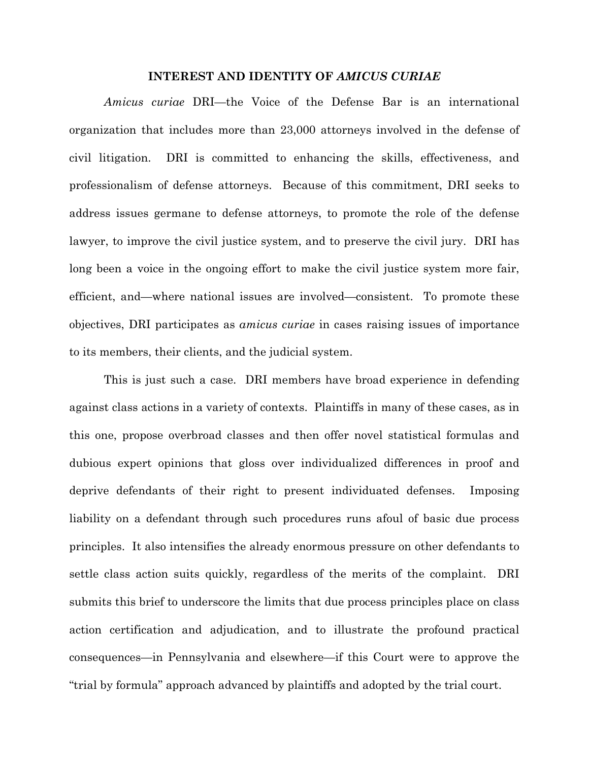## INTEREST AND IDENTITY OF *AMICUS CURIAE*

*Amicus curiae* DRI—the Voice of the Defense Bar is an international organization that includes more than 23,000 attorneys involved in the defense of civil litigation. DRI is committed to enhancing the skills, effectiveness, and professionalism of defense attorneys. Because of this commitment, DRI seeks to address issues germane to defense attorneys, to promote the role of the defense lawyer, to improve the civil justice system, and to preserve the civil jury. DRI has long been a voice in the ongoing effort to make the civil justice system more fair, efficient, and—where national issues are involved—consistent. To promote these objectives, DRI participates as *amicus curiae* in cases raising issues of importance to its members, their clients, and the judicial system.

This is just such a case. DRI members have broad experience in defending against class actions in a variety of contexts. Plaintiffs in many of these cases, as in this one, propose overbroad classes and then offer novel statistical formulas and dubious expert opinions that gloss over individualized differences in proof and deprive defendants of their right to present individuated defenses. Imposing liability on a defendant through such procedures runs afoul of basic due process principles. It also intensifies the already enormous pressure on other defendants to settle class action suits quickly, regardless of the merits of the complaint. DRI submits this brief to underscore the limits that due process principles place on class action certification and adjudication, and to illustrate the profound practical consequences—in Pennsylvania and elsewhere—if this Court were to approve the "trial by formula" approach advanced by plaintiffs and adopted by the trial court.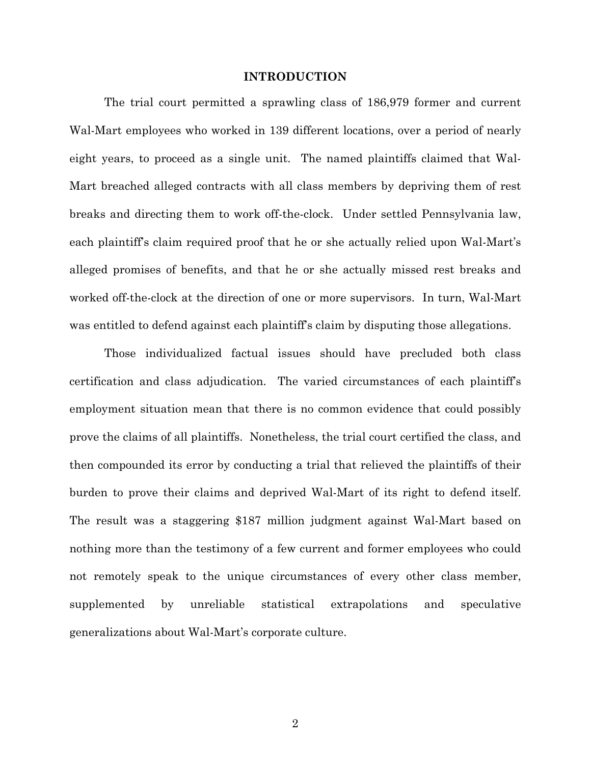## INTRODUCTION

The trial court permitted a sprawling class of 186,979 former and current Wal-Mart employees who worked in 139 different locations, over a period of nearly eight years, to proceed as a single unit. The named plaintiffs claimed that Wal-Mart breached alleged contracts with all class members by depriving them of rest breaks and directing them to work off-the-clock. Under settled Pennsylvania law, each plaintiff's claim required proof that he or she actually relied upon Wal-Mart's alleged promises of benefits, and that he or she actually missed rest breaks and worked off-the-clock at the direction of one or more supervisors. In turn, Wal-Mart was entitled to defend against each plaintiff's claim by disputing those allegations.

Those individualized factual issues should have precluded both class certification and class adjudication. The varied circumstances of each plaintiff's employment situation mean that there is no common evidence that could possibly prove the claims of all plaintiffs. Nonetheless, the trial court certified the class, and then compounded its error by conducting a trial that relieved the plaintiffs of their burden to prove their claims and deprived Wal-Mart of its right to defend itself. The result was a staggering $187 million judgment against Wal-Mart based on nothing more than the testimony of a few current and former employees who could not remotely speak to the unique circumstances of every other class member, supplemented by unreliable statistical extrapolations and speculative generalizations about Wal-Mart's corporate culture.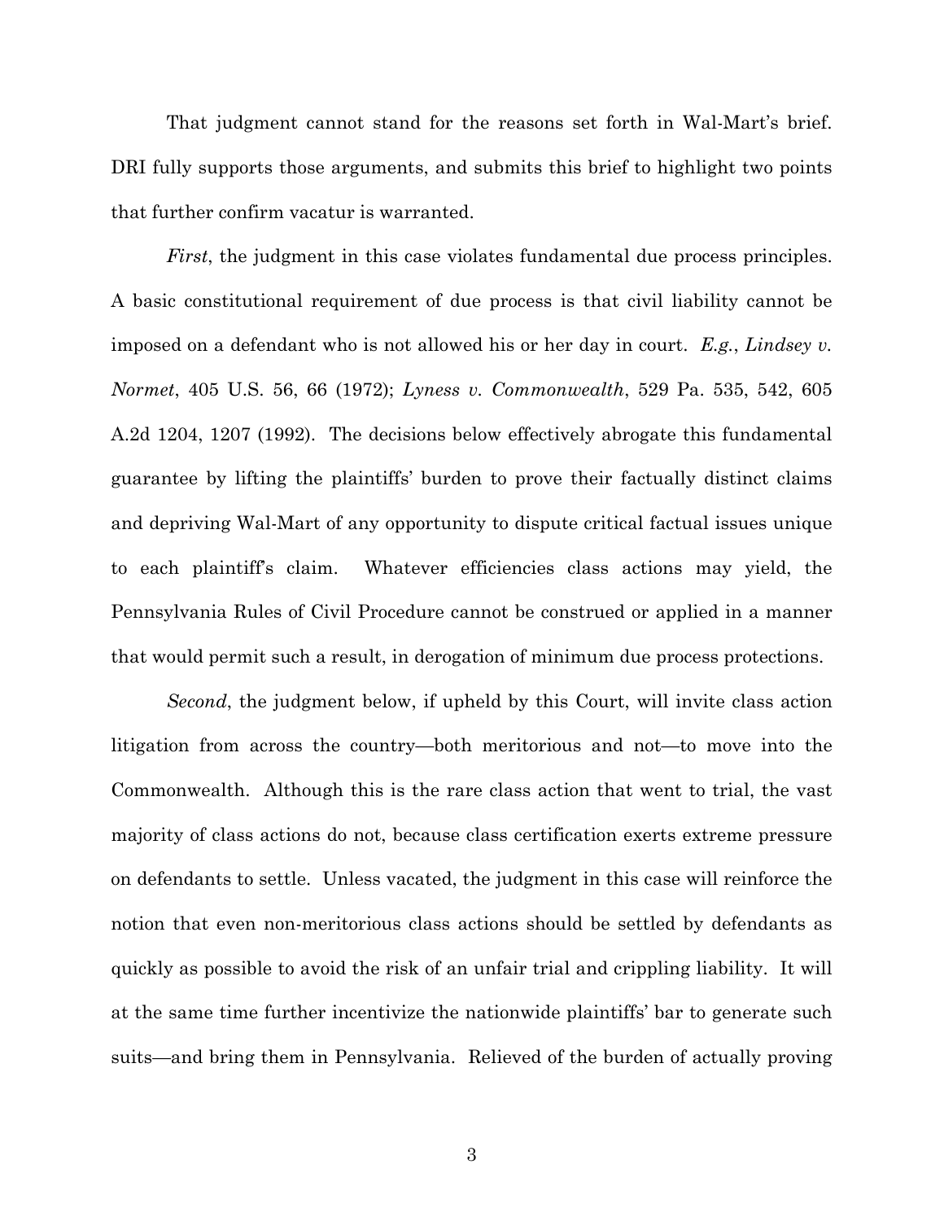That judgment cannot stand for the reasons set forth in Wal-Mart's brief. DRI fully supports those arguments, and submits this brief to highlight two points that further confirm vacatur is warranted.

*First*, the judgment in this case violates fundamental due process principles. A basic constitutional requirement of due process is that civil liability cannot be imposed on a defendant who is not allowed his or her day in court. *E.g.*, *Lindsey v. Normet*, 405 U.S. 56, 66 (1972); *Lyness v. Commonwealth*, 529 Pa. 535, 542, 605 A.2d 1204, 1207 (1992). The decisions below effectively abrogate this fundamental guarantee by lifting the plaintiffs' burden to prove their factually distinct claims and depriving Wal-Mart of any opportunity to dispute critical factual issues unique to each plaintiff's claim. Whatever efficiencies class actions may yield, the Pennsylvania Rules of Civil Procedure cannot be construed or applied in a manner that would permit such a result, in derogation of minimum due process protections.

*Second*, the judgment below, if upheld by this Court, will invite class action litigation from across the country—both meritorious and not—to move into the Commonwealth. Although this is the rare class action that went to trial, the vast majority of class actions do not, because class certification exerts extreme pressure on defendants to settle. Unless vacated, the judgment in this case will reinforce the notion that even non-meritorious class actions should be settled by defendants as quickly as possible to avoid the risk of an unfair trial and crippling liability. It will at the same time further incentivize the nationwide plaintiffs' bar to generate such suits—and bring them in Pennsylvania. Relieved of the burden of actually proving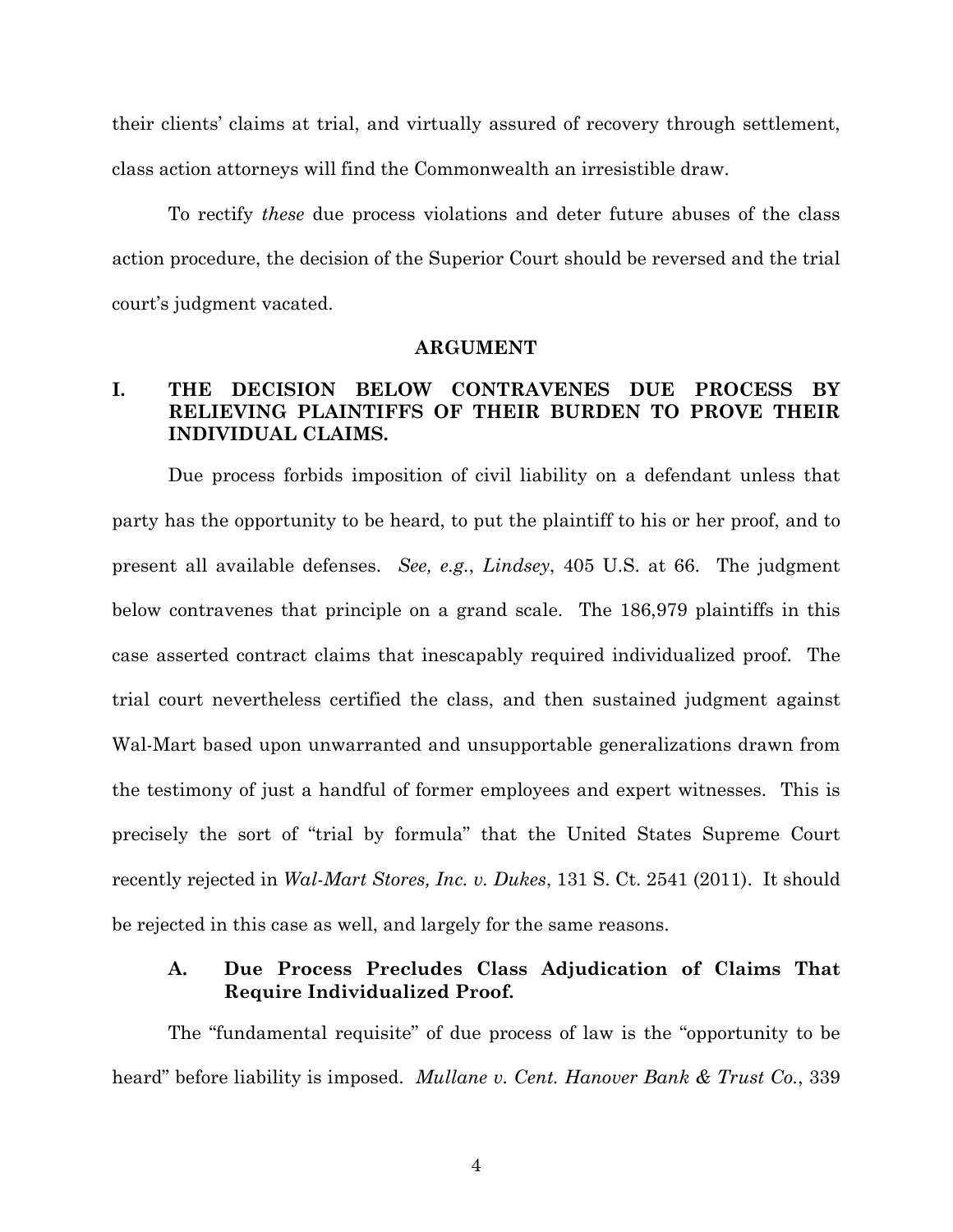their clients' claims at trial, and virtually assured of recovery through settlement, class action attorneys will find the Commonwealth an irresistible draw.

To rectify *these* due process violations and deter future abuses of the class action procedure, the decision of the Superior Court should be reversed and the trial court's judgment vacated.

## ARGUMENT

### I. THE DECISION BELOW CONTRAVENES DUE PROCESS BY RELIEVING PLAINTIFFS OF THEIR BURDEN TO PROVE THEIR INDIVIDUAL CLAIMS.

Due process forbids imposition of civil liability on a defendant unless that party has the opportunity to be heard, to put the plaintiff to his or her proof, and to present all available defenses. *See, e.g.*, *Lindsey*, 405 U.S. at 66. The judgment below contravenes that principle on a grand scale. The 186,979 plaintiffs in this case asserted contract claims that inescapably required individualized proof. The trial court nevertheless certified the class, and then sustained judgment against Wal-Mart based upon unwarranted and unsupportable generalizations drawn from the testimony of just a handful of former employees and expert witnesses. This is precisely the sort of "trial by formula" that the United States Supreme Court recently rejected in *Wal-Mart Stores, Inc. v. Dukes*, 131 S. Ct. 2541 (2011). It should be rejected in this case as well, and largely for the same reasons.

#### A. Due Process Precludes Class Adjudication of Claims That Require Individualized Proof.

The "fundamental requisite" of due process of law is the "opportunity to be heard" before liability is imposed. *Mullane v. Cent. Hanover Bank & Trust Co.*, 339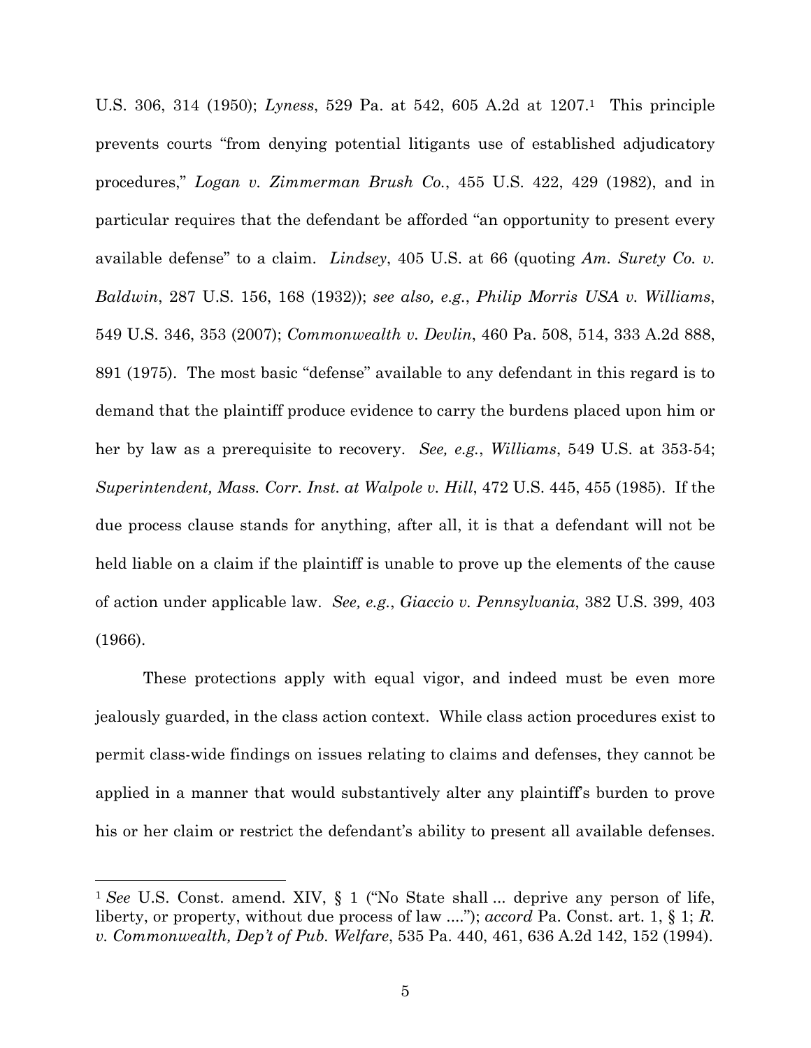U.S. 306, 314 (1950); *Lyness*, 529 Pa. at 542, 605 A.2d at 1207.[1] This principle prevents courts "from denying potential litigants use of established adjudicatory procedures," *Logan v. Zimmerman Brush Co.*, 455 U.S. 422, 429 (1982), and in particular requires that the defendant be afforded "an opportunity to present every available defense" to a claim. *Lindsey*, 405 U.S. at 66 (quoting *Am. Surety Co. v. Baldwin*, 287 U.S. 156, 168 (1932)); *see also, e.g.*, *Philip Morris USA v. Williams*, 549 U.S. 346, 353 (2007); *Commonwealth v. Devlin*, 460 Pa. 508, 514, 333 A.2d 888, 891 (1975). The most basic "defense" available to any defendant in this regard is to demand that the plaintiff produce evidence to carry the burdens placed upon him or her by law as a prerequisite to recovery. *See, e.g.*, *Williams*, 549 U.S. at 353-54; *Superintendent, Mass. Corr. Inst. at Walpole v. Hill*, 472 U.S. 445, 455 (1985). If the due process clause stands for anything, after all, it is that a defendant will not be held liable on a claim if the plaintiff is unable to prove up the elements of the cause of action under applicable law. *See, e.g.*, *Giaccio v. Pennsylvania*, 382 U.S. 399, 403 (1966).

These protections apply with equal vigor, and indeed must be even more jealously guarded, in the class action context. While class action procedures exist to permit class-wide findings on issues relating to claims and defenses, they cannot be applied in a manner that would substantively alter any plaintiff's burden to prove his or her claim or restrict the defendant's ability to present all available defenses.

---

[1] *See* U.S. Const. amend. XIV, § 1 ("No State shall ... deprive any person of life, liberty, or property, without due process of law ...."); *accord* Pa. Const. art. 1, § 1; *R. v. Commonwealth, Dep't of Pub. Welfare*, 535 Pa. 440, 461, 636 A.2d 142, 152 (1994).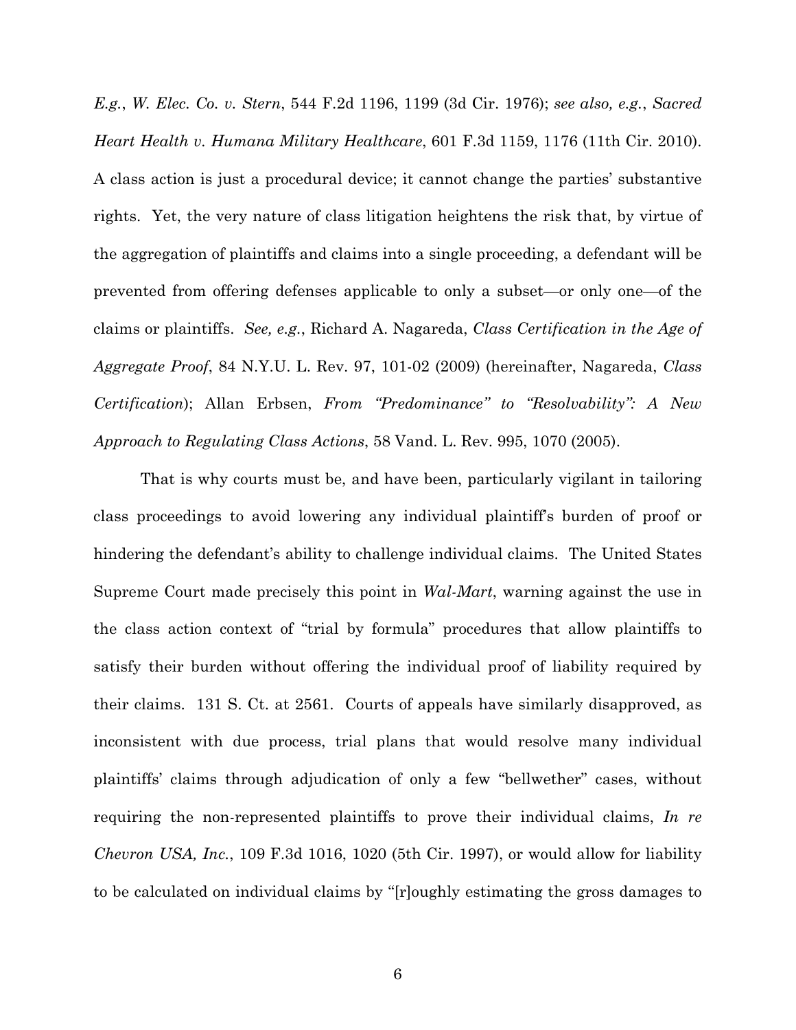*E.g.*, *W. Elec. Co. v. Stern*, 544 F.2d 1196, 1199 (3d Cir. 1976); *see also, e.g.*, *Sacred Heart Health v. Humana Military Healthcare*, 601 F.3d 1159, 1176 (11th Cir. 2010). A class action is just a procedural device; it cannot change the parties' substantive rights. Yet, the very nature of class litigation heightens the risk that, by virtue of the aggregation of plaintiffs and claims into a single proceeding, a defendant will be prevented from offering defenses applicable to only a subset—or only one—of the claims or plaintiffs. *See, e.g.*, Richard A. Nagareda, *Class Certification in the Age of Aggregate Proof*, 84 N.Y.U. L. Rev. 97, 101-02 (2009) (hereinafter, Nagareda, *Class Certification*); Allan Erbsen, *From "Predominance" to "Resolvability": A New Approach to Regulating Class Actions*, 58 Vand. L. Rev. 995, 1070 (2005).

That is why courts must be, and have been, particularly vigilant in tailoring class proceedings to avoid lowering any individual plaintiff's burden of proof or hindering the defendant's ability to challenge individual claims. The United States Supreme Court made precisely this point in *Wal-Mart*, warning against the use in the class action context of "trial by formula" procedures that allow plaintiffs to satisfy their burden without offering the individual proof of liability required by their claims. 131 S. Ct. at 2561. Courts of appeals have similarly disapproved, as inconsistent with due process, trial plans that would resolve many individual plaintiffs' claims through adjudication of only a few "bellwether" cases, without requiring the non-represented plaintiffs to prove their individual claims, *In re Chevron USA, Inc.*, 109 F.3d 1016, 1020 (5th Cir. 1997), or would allow for liability to be calculated on individual claims by "[r]oughly estimating the gross damages to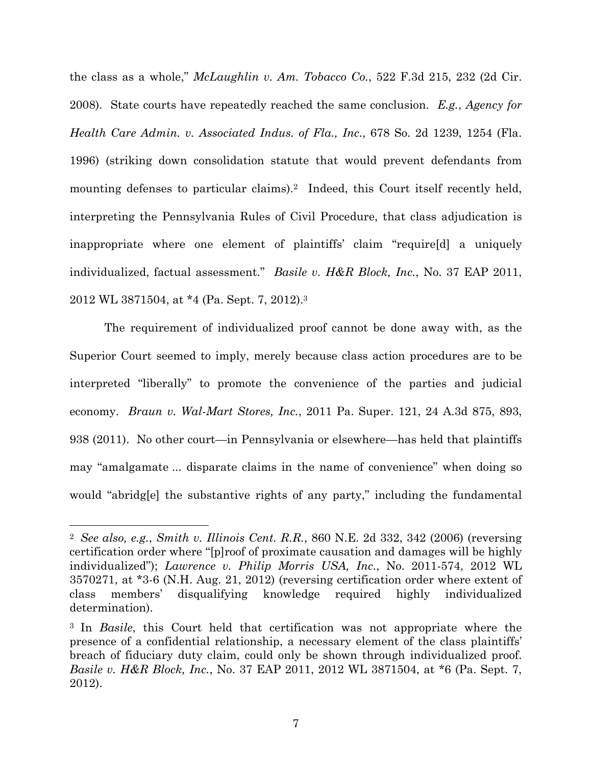the class as a whole," *McLaughlin v. Am. Tobacco Co.*, 522 F.3d 215, 232 (2d Cir. 2008). State courts have repeatedly reached the same conclusion. *E.g.*, *Agency for Health Care Admin. v. Associated Indus. of Fla., Inc.*, 678 So. 2d 1239, 1254 (Fla. 1996) (striking down consolidation statute that would prevent defendants from mounting defenses to particular claims).[2] Indeed, this Court itself recently held, interpreting the Pennsylvania Rules of Civil Procedure, that class adjudication is inappropriate where one element of plaintiffs' claim "require[d] a uniquely individualized, factual assessment." *Basile v. H&R Block, Inc.*, No. 37 EAP 2011, 2012 WL 3871504, at *4 (Pa. Sept. 7, 2012).[3]

The requirement of individualized proof cannot be done away with, as the Superior Court seemed to imply, merely because class action procedures are to be interpreted "liberally" to promote the convenience of the parties and judicial economy. *Braun v. Wal-Mart Stores, Inc.*, 2011 Pa. Super. 121, 24 A.3d 875, 893, 938 (2011). No other court—in Pennsylvania or elsewhere—has held that plaintiffs may "amalgamate ... disparate claims in the name of convenience" when doing so would "abridg[e] the substantive rights of any party," including the fundamental

---

[2] *See also, e.g.*, *Smith v. Illinois Cent. R.R.*, 860 N.E. 2d 332, 342 (2006) (reversing certification order where "[p]roof of proximate causation and damages will be highly individualized"); *Lawrence v. Philip Morris USA, Inc.*, No. 2011-574, 2012 WL 3570271, at *3-6 (N.H. Aug. 21, 2012) (reversing certification order where extent of class members' disqualifying knowledge required highly individualized determination).

[3] In *Basile*, this Court held that certification was not appropriate where the presence of a confidential relationship, a necessary element of the class plaintiffs' breach of fiduciary duty claim, could only be shown through individualized proof. *Basile v. H&R Block, Inc.*, No. 37 EAP 2011, 2012 WL 3871504, at *6 (Pa. Sept. 7, 2012).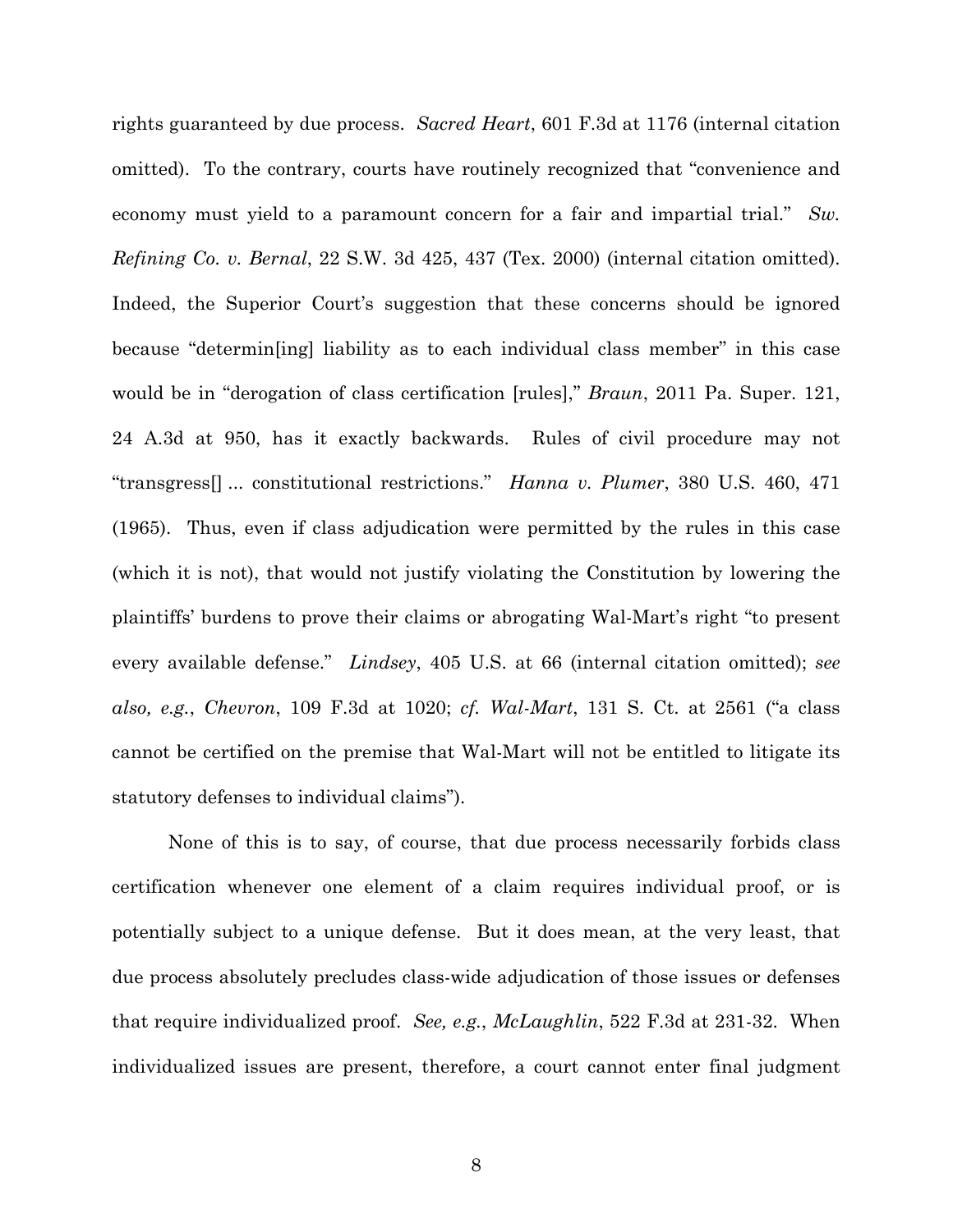rights guaranteed by due process. *Sacred Heart*, 601 F.3d at 1176 (internal citation omitted). To the contrary, courts have routinely recognized that "convenience and economy must yield to a paramount concern for a fair and impartial trial." *Sw. Refining Co. v. Bernal*, 22 S.W. 3d 425, 437 (Tex. 2000) (internal citation omitted). Indeed, the Superior Court's suggestion that these concerns should be ignored because "determin[ing] liability as to each individual class member" in this case would be in "derogation of class certification [rules]," *Braun*, 2011 Pa. Super. 121, 24 A.3d at 950, has it exactly backwards. Rules of civil procedure may not "transgress[] ... constitutional restrictions." *Hanna v. Plumer*, 380 U.S. 460, 471 (1965). Thus, even if class adjudication were permitted by the rules in this case (which it is not), that would not justify violating the Constitution by lowering the plaintiffs' burdens to prove their claims or abrogating Wal-Mart's right "to present every available defense." *Lindsey*, 405 U.S. at 66 (internal citation omitted); *see also, e.g.*, *Chevron*, 109 F.3d at 1020; *cf. Wal-Mart*, 131 S. Ct. at 2561 ("a class cannot be certified on the premise that Wal-Mart will not be entitled to litigate its statutory defenses to individual claims").

None of this is to say, of course, that due process necessarily forbids class certification whenever one element of a claim requires individual proof, or is potentially subject to a unique defense. But it does mean, at the very least, that due process absolutely precludes class-wide adjudication of those issues or defenses that require individualized proof. *See, e.g.*, *McLaughlin*, 522 F.3d at 231-32. When individualized issues are present, therefore, a court cannot enter final judgment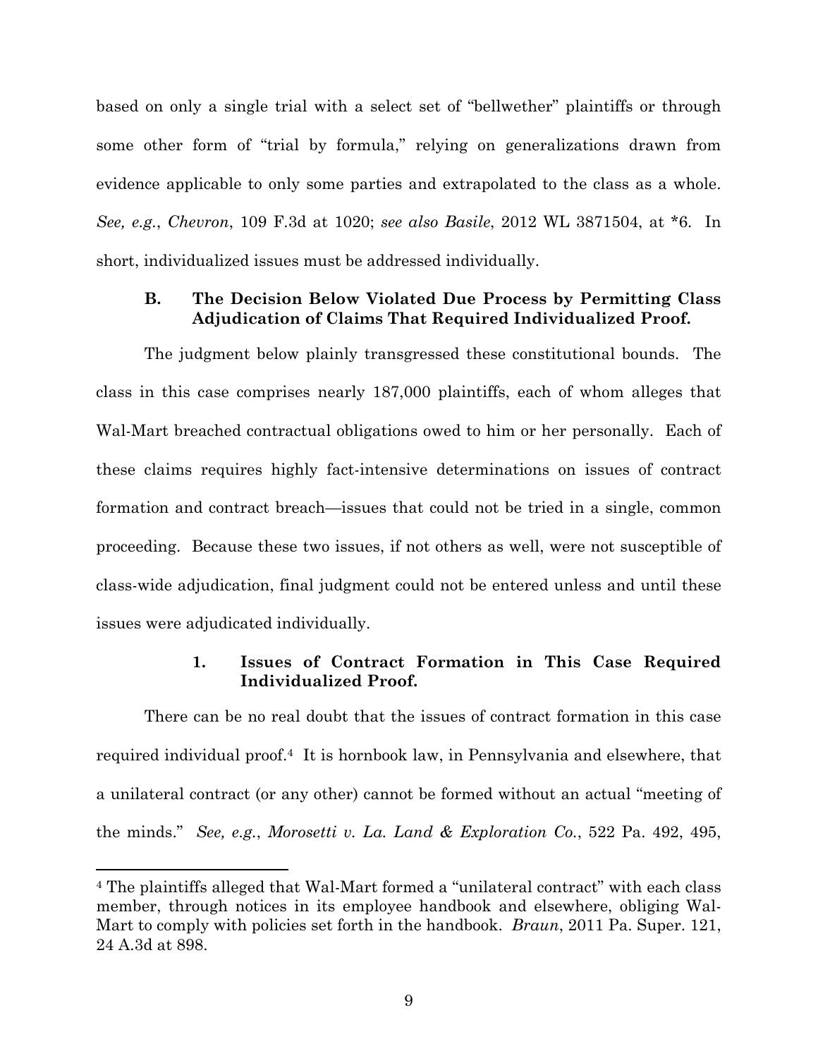based on only a single trial with a select set of "bellwether" plaintiffs or through some other form of "trial by formula," relying on generalizations drawn from evidence applicable to only some parties and extrapolated to the class as a whole. *See, e.g.*, *Chevron*, 109 F.3d at 1020; *see also Basile*, 2012 WL 3871504, at *6. In short, individualized issues must be addressed individually.

### B. The Decision Below Violated Due Process by Permitting Class Adjudication of Claims That Required Individualized Proof.

The judgment below plainly transgressed these constitutional bounds. The class in this case comprises nearly 187,000 plaintiffs, each of whom alleges that Wal-Mart breached contractual obligations owed to him or her personally. Each of these claims requires highly fact-intensive determinations on issues of contract formation and contract breach—issues that could not be tried in a single, common proceeding. Because these two issues, if not others as well, were not susceptible of class-wide adjudication, final judgment could not be entered unless and until these issues were adjudicated individually.

#### 1. Issues of Contract Formation in This Case Required Individualized Proof.

There can be no real doubt that the issues of contract formation in this case required individual proof.[4] It is hornbook law, in Pennsylvania and elsewhere, that a unilateral contract (or any other) cannot be formed without an actual "meeting of the minds." *See, e.g.*, *Morosetti v. La. Land & Exploration Co.*, 522 Pa. 492, 495,

---

[4] The plaintiffs alleged that Wal-Mart formed a "unilateral contract" with each class member, through notices in its employee handbook and elsewhere, obliging Wal-Mart to comply with policies set forth in the handbook. *Braun*, 2011 Pa. Super. 121, 24 A.3d at 898.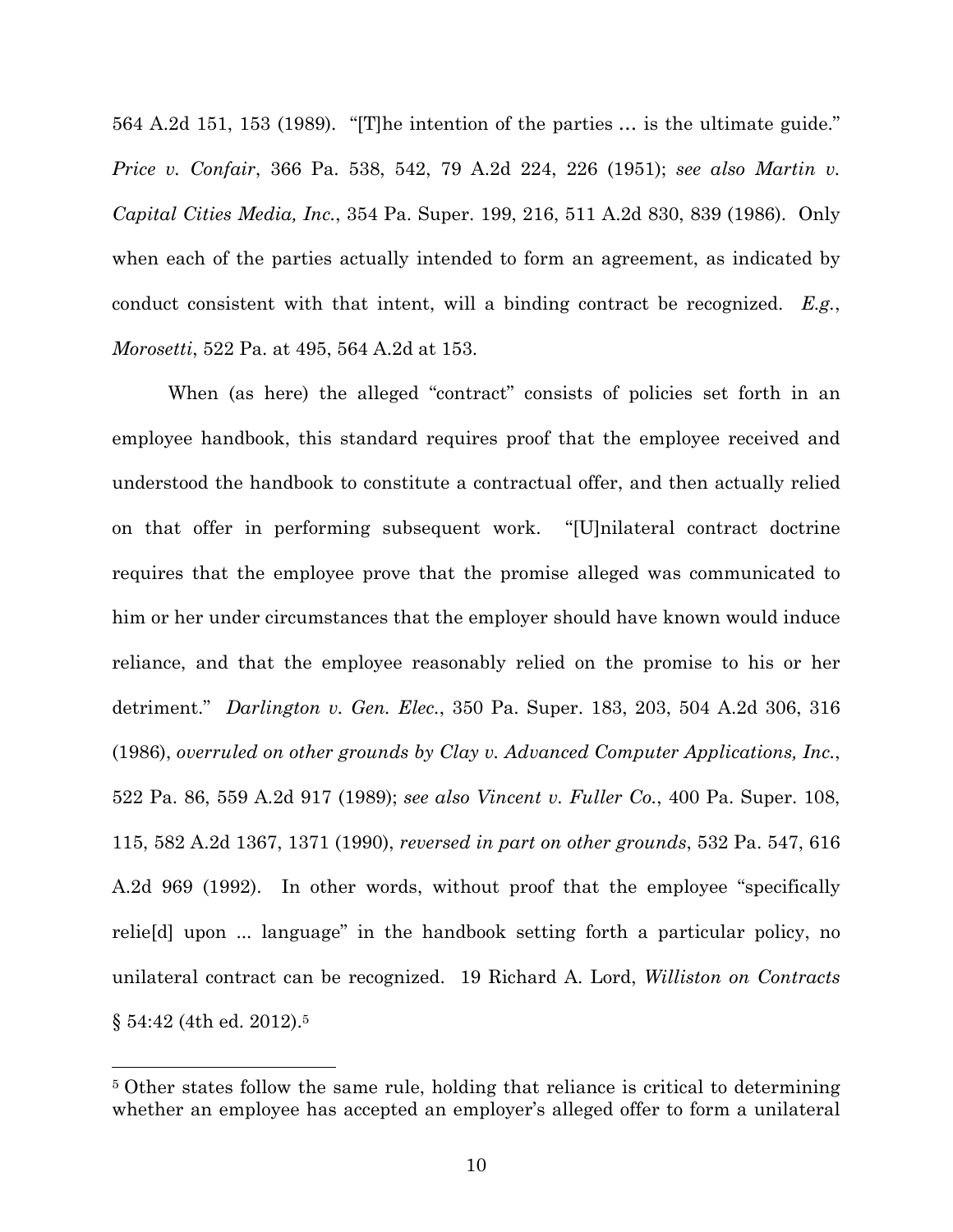564 A.2d 151, 153 (1989). "[T]he intention of the parties … is the ultimate guide." *Price v. Confair*, 366 Pa. 538, 542, 79 A.2d 224, 226 (1951); *see also Martin v. Capital Cities Media, Inc.*, 354 Pa. Super. 199, 216, 511 A.2d 830, 839 (1986). Only when each of the parties actually intended to form an agreement, as indicated by conduct consistent with that intent, will a binding contract be recognized. *E.g.*, *Morosetti*, 522 Pa. at 495, 564 A.2d at 153.

When (as here) the alleged "contract" consists of policies set forth in an employee handbook, this standard requires proof that the employee received and understood the handbook to constitute a contractual offer, and then actually relied on that offer in performing subsequent work. "[U]nilateral contract doctrine requires that the employee prove that the promise alleged was communicated to him or her under circumstances that the employer should have known would induce reliance, and that the employee reasonably relied on the promise to his or her detriment." *Darlington v. Gen. Elec.*, 350 Pa. Super. 183, 203, 504 A.2d 306, 316 (1986), *overruled on other grounds by Clay v. Advanced Computer Applications, Inc.*, 522 Pa. 86, 559 A.2d 917 (1989); *see also Vincent v. Fuller Co.*, 400 Pa. Super. 108, 115, 582 A.2d 1367, 1371 (1990), *reversed in part on other grounds*, 532 Pa. 547, 616 A.2d 969 (1992). In other words, without proof that the employee "specifically relie[d] upon ... language" in the handbook setting forth a particular policy, no unilateral contract can be recognized. 19 Richard A. Lord, *Williston on Contracts* § 54:42 (4th ed. 2012).[5]

---

[5] Other states follow the same rule, holding that reliance is critical to determining whether an employee has accepted an employer's alleged offer to form a unilateral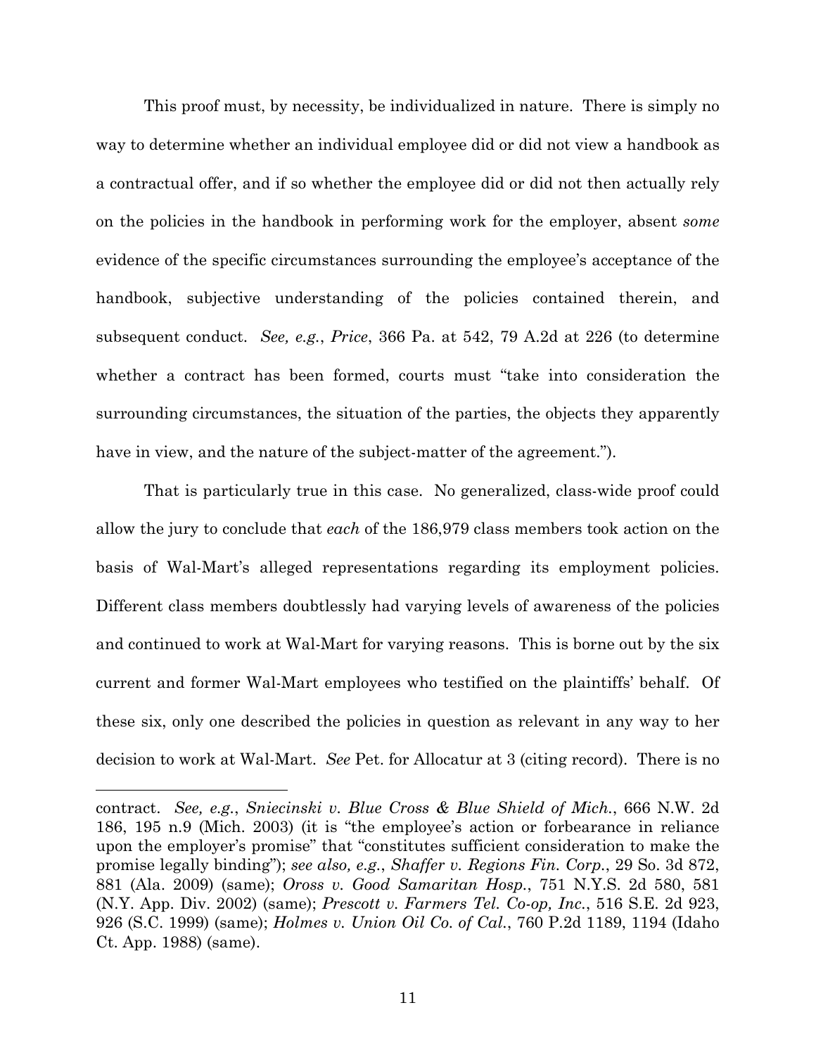This proof must, by necessity, be individualized in nature. There is simply no way to determine whether an individual employee did or did not view a handbook as a contractual offer, and if so whether the employee did or did not then actually rely on the policies in the handbook in performing work for the employer, absent *some* evidence of the specific circumstances surrounding the employee's acceptance of the handbook, subjective understanding of the policies contained therein, and subsequent conduct. *See, e.g.*, *Price*, 366 Pa. at 542, 79 A.2d at 226 (to determine whether a contract has been formed, courts must "take into consideration the surrounding circumstances, the situation of the parties, the objects they apparently have in view, and the nature of the subject-matter of the agreement.").

That is particularly true in this case. No generalized, class-wide proof could allow the jury to conclude that *each* of the 186,979 class members took action on the basis of Wal-Mart's alleged representations regarding its employment policies. Different class members doubtlessly had varying levels of awareness of the policies and continued to work at Wal-Mart for varying reasons. This is borne out by the six current and former Wal-Mart employees who testified on the plaintiffs' behalf. Of these six, only one described the policies in question as relevant in any way to her decision to work at Wal-Mart. *See* Pet. for Allocatur at 3 (citing record). There is no

---

contract. *See, e.g.*, *Sniecinski v. Blue Cross & Blue Shield of Mich.*, 666 N.W. 2d 186, 195 n.9 (Mich. 2003) (it is "the employee's action or forbearance in reliance upon the employer's promise" that "constitutes sufficient consideration to make the promise legally binding"); *see also, e.g.*, *Shaffer v. Regions Fin. Corp.*, 29 So. 3d 872, 881 (Ala. 2009) (same); *Oross v. Good Samaritan Hosp.*, 751 N.Y.S. 2d 580, 581 (N.Y. App. Div. 2002) (same); *Prescott v. Farmers Tel. Co-op, Inc.*, 516 S.E. 2d 923, 926 (S.C. 1999) (same); *Holmes v. Union Oil Co. of Cal.*, 760 P.2d 1189, 1194 (Idaho Ct. App. 1988) (same).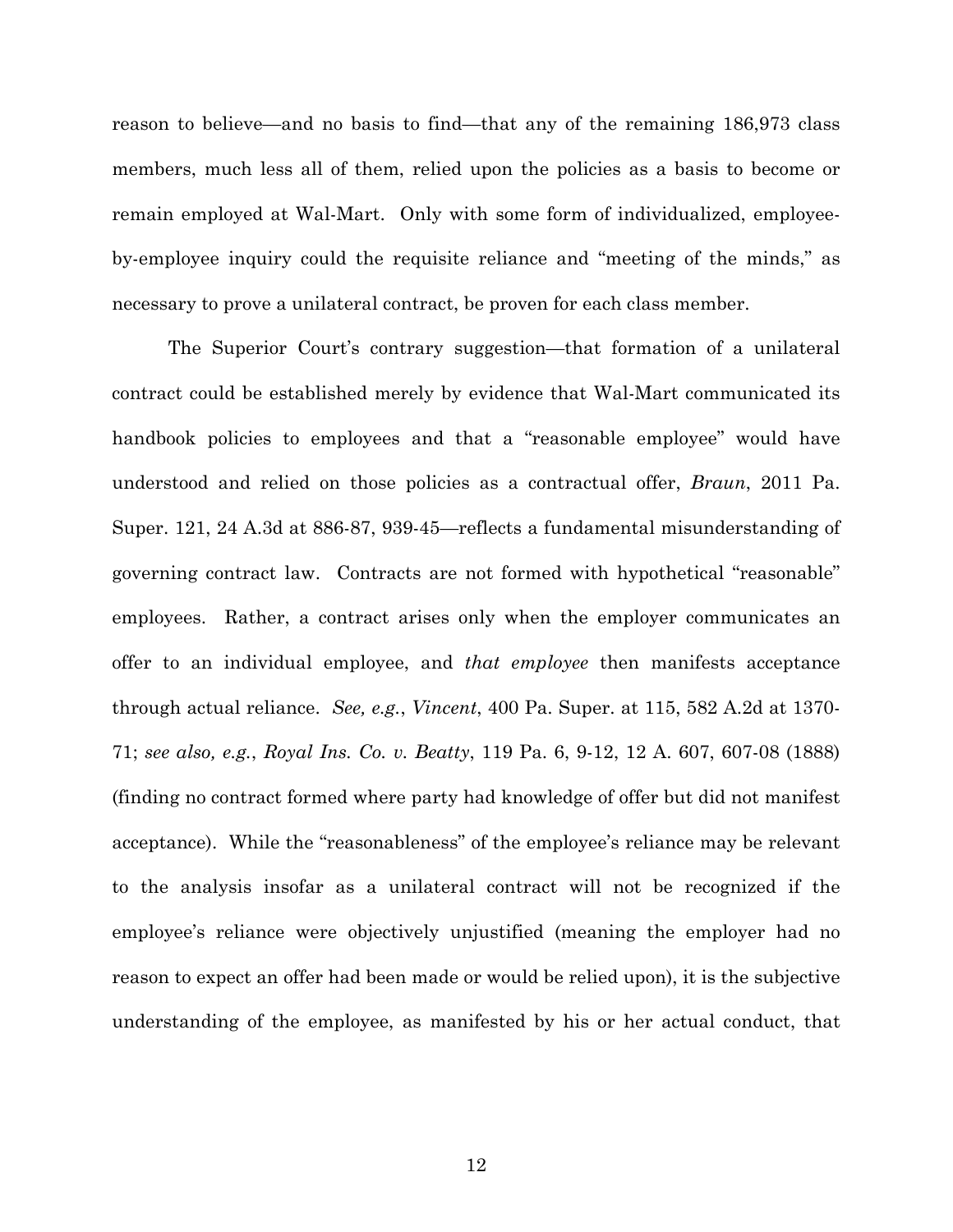reason to believe—and no basis to find—that any of the remaining 186,973 class members, much less all of them, relied upon the policies as a basis to become or remain employed at Wal-Mart. Only with some form of individualized, employee-by-employee inquiry could the requisite reliance and "meeting of the minds," as necessary to prove a unilateral contract, be proven for each class member.

The Superior Court's contrary suggestion—that formation of a unilateral contract could be established merely by evidence that Wal-Mart communicated its handbook policies to employees and that a "reasonable employee" would have understood and relied on those policies as a contractual offer, *Braun*, 2011 Pa. Super. 121, 24 A.3d at 886-87, 939-45—reflects a fundamental misunderstanding of governing contract law. Contracts are not formed with hypothetical "reasonable" employees. Rather, a contract arises only when the employer communicates an offer to an individual employee, and *that employee* then manifests acceptance through actual reliance. *See, e.g.*, *Vincent*, 400 Pa. Super. at 115, 582 A.2d at 1370-71; *see also, e.g.*, *Royal Ins. Co. v. Beatty*, 119 Pa. 6, 9-12, 12 A. 607, 607-08 (1888) (finding no contract formed where party had knowledge of offer but did not manifest acceptance). While the "reasonableness" of the employee's reliance may be relevant to the analysis insofar as a unilateral contract will not be recognized if the employee's reliance were objectively unjustified (meaning the employer had no reason to expect an offer had been made or would be relied upon), it is the subjective understanding of the employee, as manifested by his or her actual conduct, that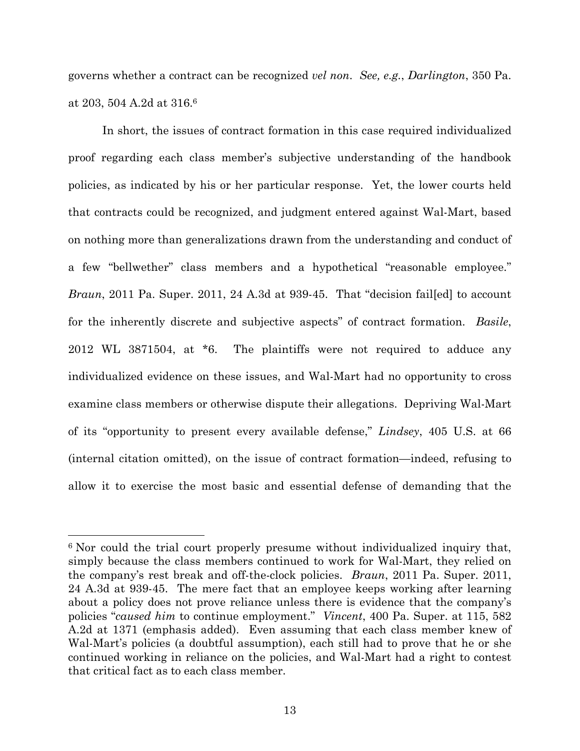governs whether a contract can be recognized *vel non*. *See, e.g.*, *Darlington*, 350 Pa. at 203, 504 A.2d at 316.[6]

In short, the issues of contract formation in this case required individualized proof regarding each class member's subjective understanding of the handbook policies, as indicated by his or her particular response. Yet, the lower courts held that contracts could be recognized, and judgment entered against Wal-Mart, based on nothing more than generalizations drawn from the understanding and conduct of a few "bellwether" class members and a hypothetical "reasonable employee." *Braun*, 2011 Pa. Super. 2011, 24 A.3d at 939-45. That "decision fail[ed] to account for the inherently discrete and subjective aspects" of contract formation. *Basile*, 2012 WL 3871504, at *6. The plaintiffs were not required to adduce any individualized evidence on these issues, and Wal-Mart had no opportunity to cross examine class members or otherwise dispute their allegations. Depriving Wal-Mart of its "opportunity to present every available defense," *Lindsey*, 405 U.S. at 66 (internal citation omitted), on the issue of contract formation—indeed, refusing to allow it to exercise the most basic and essential defense of demanding that the

---

[6] Nor could the trial court properly presume without individualized inquiry that, simply because the class members continued to work for Wal-Mart, they relied on the company's rest break and off-the-clock policies. *Braun*, 2011 Pa. Super. 2011, 24 A.3d at 939-45. The mere fact that an employee keeps working after learning about a policy does not prove reliance unless there is evidence that the company's policies "*caused him* to continue employment." *Vincent*, 400 Pa. Super. at 115, 582 A.2d at 1371 (emphasis added). Even assuming that each class member knew of Wal-Mart's policies (a doubtful assumption), each still had to prove that he or she continued working in reliance on the policies, and Wal-Mart had a right to contest that critical fact as to each class member.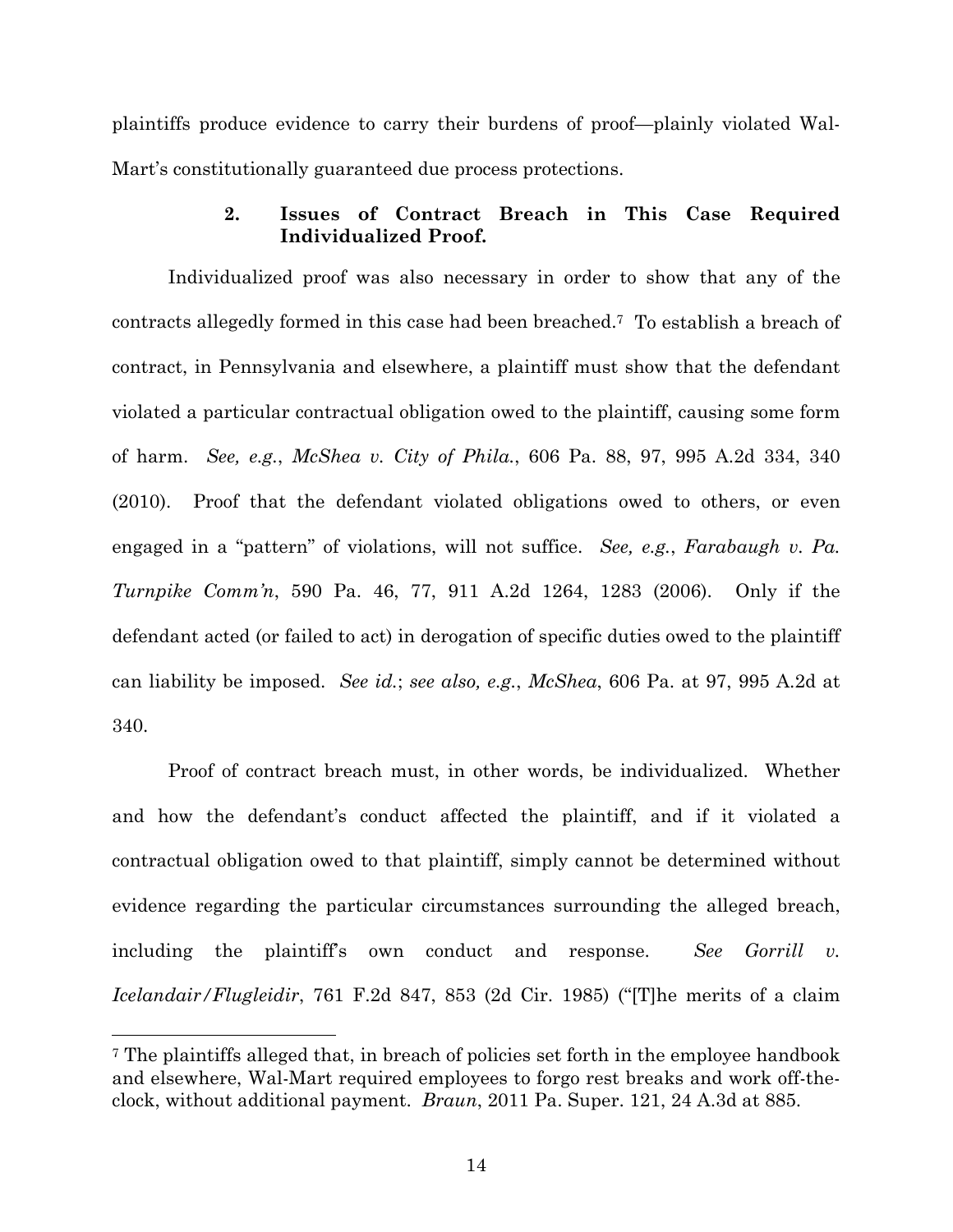plaintiffs produce evidence to carry their burdens of proof—plainly violated Wal-Mart's constitutionally guaranteed due process protections.

### 2. Issues of Contract Breach in This Case Required Individualized Proof.

Individualized proof was also necessary in order to show that any of the contracts allegedly formed in this case had been breached.[7] To establish a breach of contract, in Pennsylvania and elsewhere, a plaintiff must show that the defendant violated a particular contractual obligation owed to the plaintiff, causing some form of harm. *See, e.g.*, *McShea v. City of Phila.*, 606 Pa. 88, 97, 995 A.2d 334, 340 (2010). Proof that the defendant violated obligations owed to others, or even engaged in a "pattern" of violations, will not suffice. *See, e.g.*, *Farabaugh v. Pa. Turnpike Comm'n*, 590 Pa. 46, 77, 911 A.2d 1264, 1283 (2006). Only if the defendant acted (or failed to act) in derogation of specific duties owed to the plaintiff can liability be imposed. *See id.*; *see also, e.g.*, *McShea*, 606 Pa. at 97, 995 A.2d at 340.

Proof of contract breach must, in other words, be individualized. Whether and how the defendant's conduct affected the plaintiff, and if it violated a contractual obligation owed to that plaintiff, simply cannot be determined without evidence regarding the particular circumstances surrounding the alleged breach, including the plaintiff's own conduct and response. *See Gorrill v. Icelandair/Flugleidir*, 761 F.2d 847, 853 (2d Cir. 1985) ("[T]he merits of a claim

[7] The plaintiffs alleged that, in breach of policies set forth in the employee handbook and elsewhere, Wal-Mart required employees to forgo rest breaks and work off-the-clock, without additional payment. *Braun*, 2011 Pa. Super. 121, 24 A.3d at 885.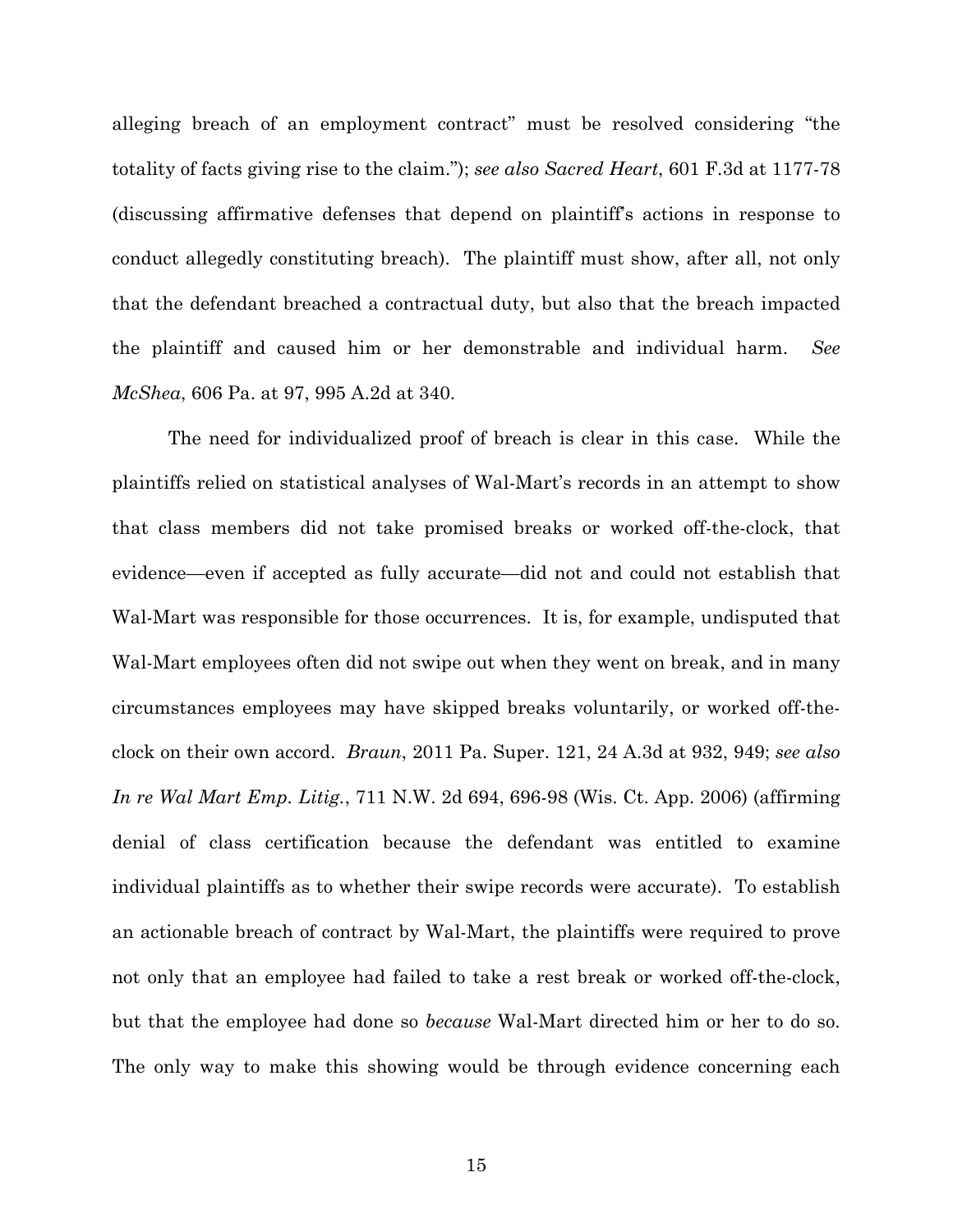alleging breach of an employment contract" must be resolved considering "the totality of facts giving rise to the claim."); *see also Sacred Heart*, 601 F.3d at 1177-78 (discussing affirmative defenses that depend on plaintiff's actions in response to conduct allegedly constituting breach). The plaintiff must show, after all, not only that the defendant breached a contractual duty, but also that the breach impacted the plaintiff and caused him or her demonstrable and individual harm. *See McShea*, 606 Pa. at 97, 995 A.2d at 340.

The need for individualized proof of breach is clear in this case. While the plaintiffs relied on statistical analyses of Wal-Mart's records in an attempt to show that class members did not take promised breaks or worked off-the-clock, that evidence—even if accepted as fully accurate—did not and could not establish that Wal-Mart was responsible for those occurrences. It is, for example, undisputed that Wal-Mart employees often did not swipe out when they went on break, and in many circumstances employees may have skipped breaks voluntarily, or worked off-the-clock on their own accord. *Braun*, 2011 Pa. Super. 121, 24 A.3d at 932, 949; *see also In re Wal Mart Emp. Litig.*, 711 N.W. 2d 694, 696-98 (Wis. Ct. App. 2006) (affirming denial of class certification because the defendant was entitled to examine individual plaintiffs as to whether their swipe records were accurate). To establish an actionable breach of contract by Wal-Mart, the plaintiffs were required to prove not only that an employee had failed to take a rest break or worked off-the-clock, but that the employee had done so *because* Wal-Mart directed him or her to do so. The only way to make this showing would be through evidence concerning each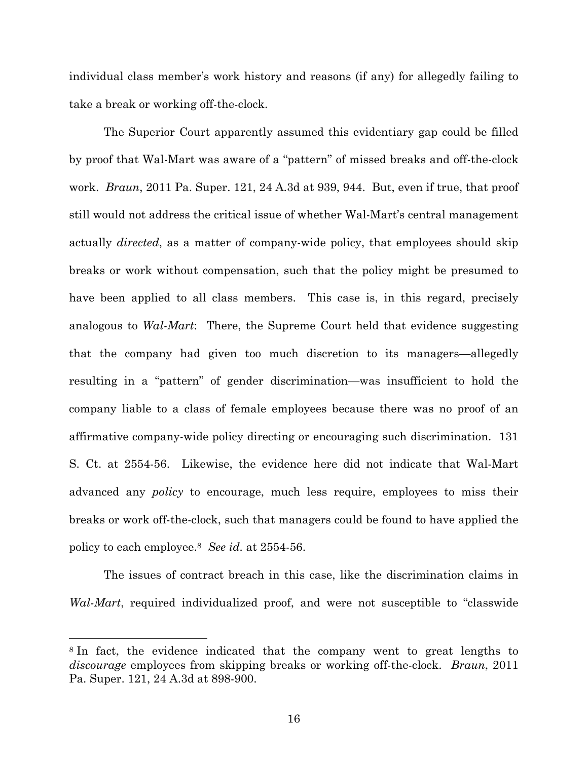individual class member's work history and reasons (if any) for allegedly failing to take a break or working off-the-clock.

The Superior Court apparently assumed this evidentiary gap could be filled by proof that Wal-Mart was aware of a "pattern" of missed breaks and off-the-clock work. *Braun*, 2011 Pa. Super. 121, 24 A.3d at 939, 944. But, even if true, that proof still would not address the critical issue of whether Wal-Mart's central management actually *directed*, as a matter of company-wide policy, that employees should skip breaks or work without compensation, such that the policy might be presumed to have been applied to all class members. This case is, in this regard, precisely analogous to *Wal-Mart*: There, the Supreme Court held that evidence suggesting that the company had given too much discretion to its managers—allegedly resulting in a "pattern" of gender discrimination—was insufficient to hold the company liable to a class of female employees because there was no proof of an affirmative company-wide policy directing or encouraging such discrimination. 131 S. Ct. at 2554-56. Likewise, the evidence here did not indicate that Wal-Mart advanced any *policy* to encourage, much less require, employees to miss their breaks or work off-the-clock, such that managers could be found to have applied the policy to each employee.[8] *See id.* at 2554-56.

The issues of contract breach in this case, like the discrimination claims in *Wal-Mart*, required individualized proof, and were not susceptible to "classwide

---

[8] In fact, the evidence indicated that the company went to great lengths to *discourage* employees from skipping breaks or working off-the-clock. *Braun*, 2011 Pa. Super. 121, 24 A.3d at 898-900.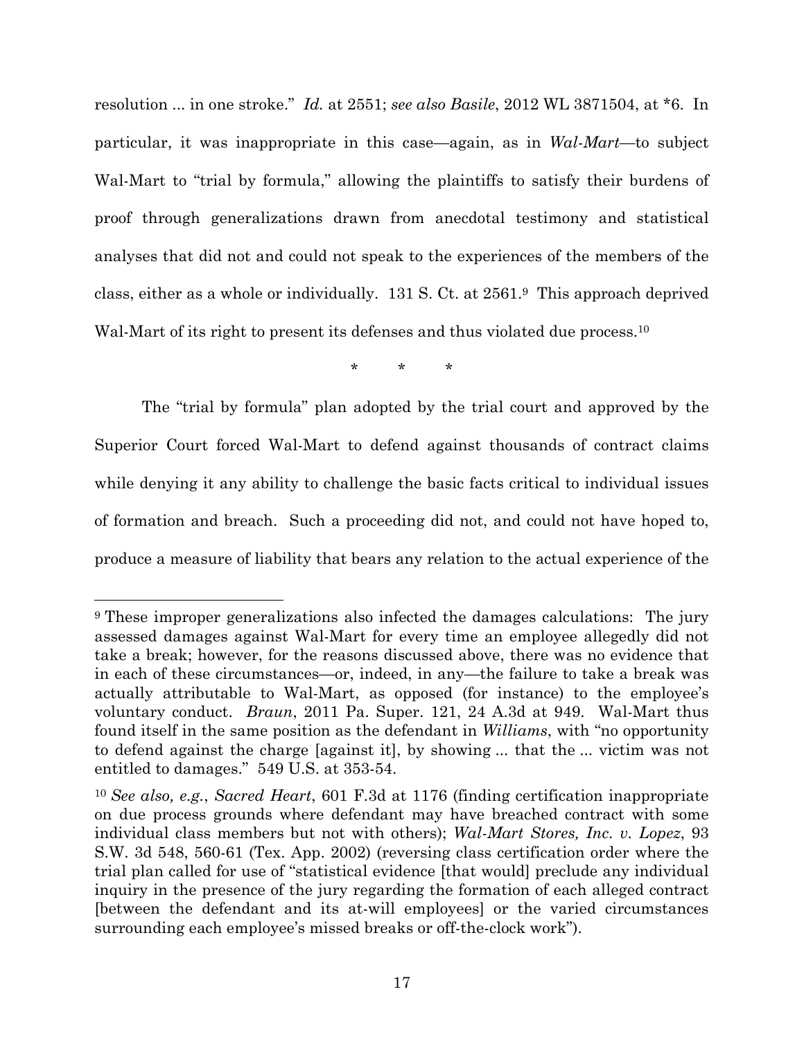resolution ... in one stroke." *Id.* at 2551; *see also Basile*, 2012 WL 3871504, at *6. In particular, it was inappropriate in this case—again, as in *Wal-Mart*—to subject Wal-Mart to "trial by formula," allowing the plaintiffs to satisfy their burdens of proof through generalizations drawn from anecdotal testimony and statistical analyses that did not and could not speak to the experiences of the members of the class, either as a whole or individually. 131 S. Ct. at 2561.[9] This approach deprived Wal-Mart of its right to present its defenses and thus violated due process.[10]

\* \* \*

The "trial by formula" plan adopted by the trial court and approved by the Superior Court forced Wal-Mart to defend against thousands of contract claims while denying it any ability to challenge the basic facts critical to individual issues of formation and breach. Such a proceeding did not, and could not have hoped to, produce a measure of liability that bears any relation to the actual experience of the

---

[9] These improper generalizations also infected the damages calculations: The jury assessed damages against Wal-Mart for every time an employee allegedly did not take a break; however, for the reasons discussed above, there was no evidence that in each of these circumstances—or, indeed, in any—the failure to take a break was actually attributable to Wal-Mart, as opposed (for instance) to the employee's voluntary conduct. *Braun*, 2011 Pa. Super. 121, 24 A.3d at 949. Wal-Mart thus found itself in the same position as the defendant in *Williams*, with "no opportunity to defend against the charge [against it], by showing ... that the ... victim was not entitled to damages." 549 U.S. at 353-54.

[10] *See also, e.g.*, *Sacred Heart*, 601 F.3d at 1176 (finding certification inappropriate on due process grounds where defendant may have breached contract with some individual class members but not with others); *Wal-Mart Stores, Inc. v. Lopez*, 93 S.W. 3d 548, 560-61 (Tex. App. 2002) (reversing class certification order where the trial plan called for use of "statistical evidence [that would] preclude any individual inquiry in the presence of the jury regarding the formation of each alleged contract [between the defendant and its at-will employees] or the varied circumstances surrounding each employee's missed breaks or off-the-clock work").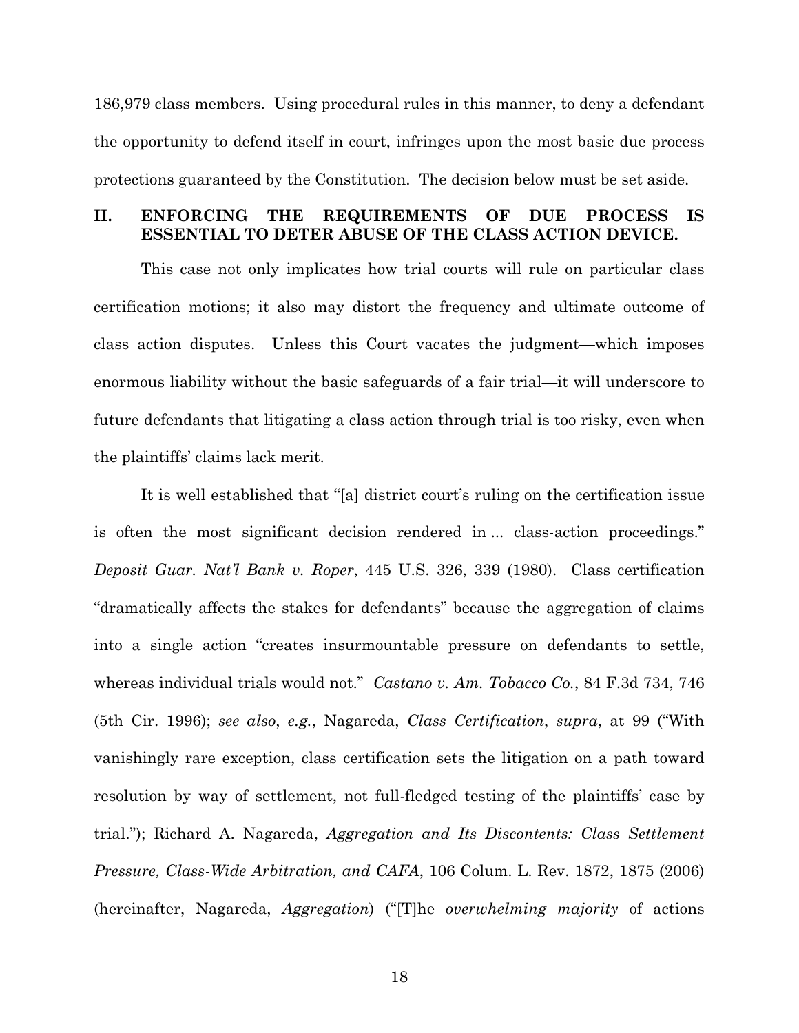186,979 class members. Using procedural rules in this manner, to deny a defendant the opportunity to defend itself in court, infringes upon the most basic due process protections guaranteed by the Constitution. The decision below must be set aside.

## II. ENFORCING THE REQUIREMENTS OF DUE PROCESS IS ESSENTIAL TO DETER ABUSE OF THE CLASS ACTION DEVICE.

This case not only implicates how trial courts will rule on particular class certification motions; it also may distort the frequency and ultimate outcome of class action disputes. Unless this Court vacates the judgment—which imposes enormous liability without the basic safeguards of a fair trial—it will underscore to future defendants that litigating a class action through trial is too risky, even when the plaintiffs' claims lack merit.

It is well established that "[a] district court's ruling on the certification issue is often the most significant decision rendered in ... class-action proceedings." *Deposit Guar. Nat'l Bank v. Roper*, 445 U.S. 326, 339 (1980). Class certification "dramatically affects the stakes for defendants" because the aggregation of claims into a single action "creates insurmountable pressure on defendants to settle, whereas individual trials would not." *Castano v. Am. Tobacco Co.*, 84 F.3d 734, 746 (5th Cir. 1996); *see also*, *e.g.*, Nagareda, *Class Certification*, *supra*, at 99 ("With vanishingly rare exception, class certification sets the litigation on a path toward resolution by way of settlement, not full-fledged testing of the plaintiffs' case by trial."); Richard A. Nagareda, *Aggregation and Its Discontents: Class Settlement Pressure, Class-Wide Arbitration, and CAFA*, 106 Colum. L. Rev. 1872, 1875 (2006) (hereinafter, Nagareda, *Aggregation*) ("[T]he *overwhelming majority* of actions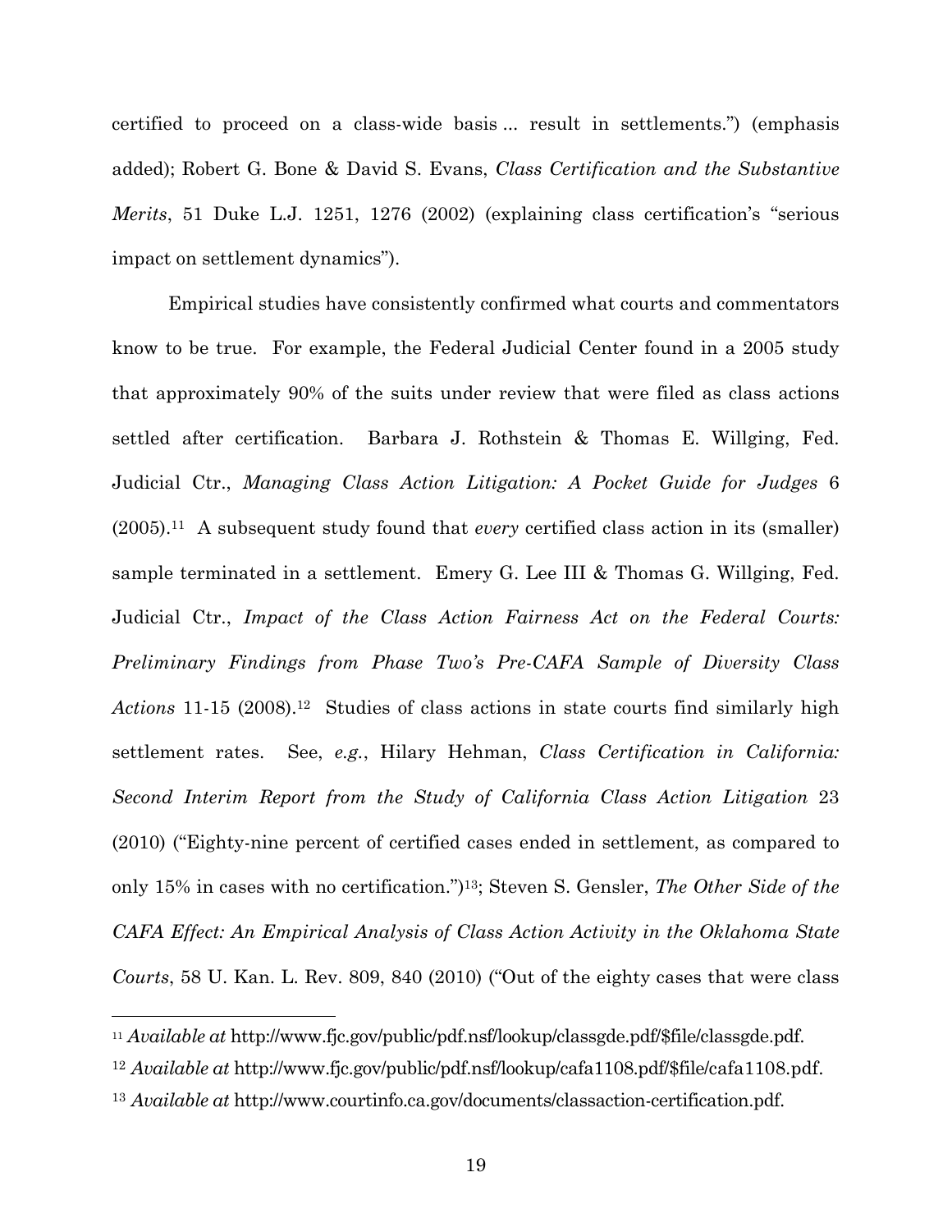certified to proceed on a class-wide basis ... result in settlements.") (emphasis added); Robert G. Bone & David S. Evans, *Class Certification and the Substantive Merits*, 51 Duke L.J. 1251, 1276 (2002) (explaining class certification's "serious impact on settlement dynamics").

Empirical studies have consistently confirmed what courts and commentators know to be true. For example, the Federal Judicial Center found in a 2005 study that approximately 90% of the suits under review that were filed as class actions settled after certification. Barbara J. Rothstein & Thomas E. Willging, Fed. Judicial Ctr., *Managing Class Action Litigation: A Pocket Guide for Judges* 6 (2005).[11] A subsequent study found that *every* certified class action in its (smaller) sample terminated in a settlement. Emery G. Lee III & Thomas G. Willging, Fed. Judicial Ctr., *Impact of the Class Action Fairness Act on the Federal Courts: Preliminary Findings from Phase Two's Pre-CAFA Sample of Diversity Class Actions* 11-15 (2008).[12] Studies of class actions in state courts find similarly high settlement rates. See, *e.g.*, Hilary Hehman, *Class Certification in California: Second Interim Report from the Study of California Class Action Litigation* 23 (2010) ("Eighty-nine percent of certified cases ended in settlement, as compared to only 15% in cases with no certification.")[13]; Steven S. Gensler, *The Other Side of the CAFA Effect: An Empirical Analysis of Class Action Activity in the Oklahoma State Courts*, 58 U. Kan. L. Rev. 809, 840 (2010) ("Out of the eighty cases that were class

---

[11] *Available at* http://www.fjc.gov/public/pdf.nsf/lookup/classgde.pdf/$file/classgde.pdf.

[12] *Available at* http://www.fjc.gov/public/pdf.nsf/lookup/cafa1108.pdf/$file/cafa1108.pdf.

[13] *Available at* http://www.courtinfo.ca.gov/documents/classaction-certification.pdf.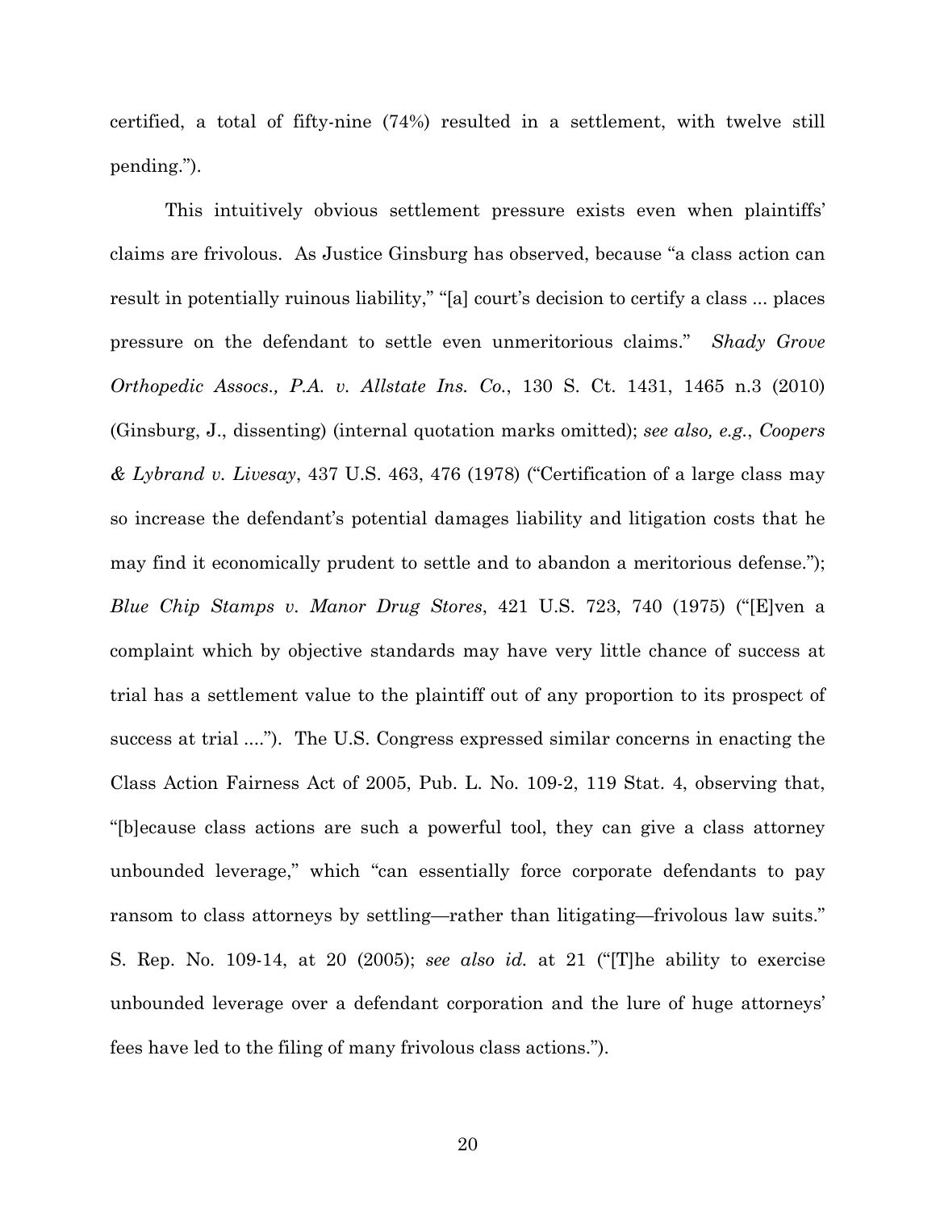certified, a total of fifty-nine (74%) resulted in a settlement, with twelve still pending.").

This intuitively obvious settlement pressure exists even when plaintiffs' claims are frivolous. As Justice Ginsburg has observed, because "a class action can result in potentially ruinous liability," "[a] court's decision to certify a class ... places pressure on the defendant to settle even unmeritorious claims." *Shady Grove Orthopedic Assocs., P.A. v. Allstate Ins. Co.*, 130 S. Ct. 1431, 1465 n.3 (2010) (Ginsburg, J., dissenting) (internal quotation marks omitted); *see also, e.g.*, *Coopers & Lybrand v. Livesay*, 437 U.S. 463, 476 (1978) ("Certification of a large class may so increase the defendant's potential damages liability and litigation costs that he may find it economically prudent to settle and to abandon a meritorious defense."); *Blue Chip Stamps v. Manor Drug Stores*, 421 U.S. 723, 740 (1975) ("[E]ven a complaint which by objective standards may have very little chance of success at trial has a settlement value to the plaintiff out of any proportion to its prospect of success at trial ...."). The U.S. Congress expressed similar concerns in enacting the Class Action Fairness Act of 2005, Pub. L. No. 109-2, 119 Stat. 4, observing that, "[b]ecause class actions are such a powerful tool, they can give a class attorney unbounded leverage," which "can essentially force corporate defendants to pay ransom to class attorneys by settling—rather than litigating—frivolous law suits." S. Rep. No. 109-14, at 20 (2005); *see also id.* at 21 ("[T]he ability to exercise unbounded leverage over a defendant corporation and the lure of huge attorneys' fees have led to the filing of many frivolous class actions.").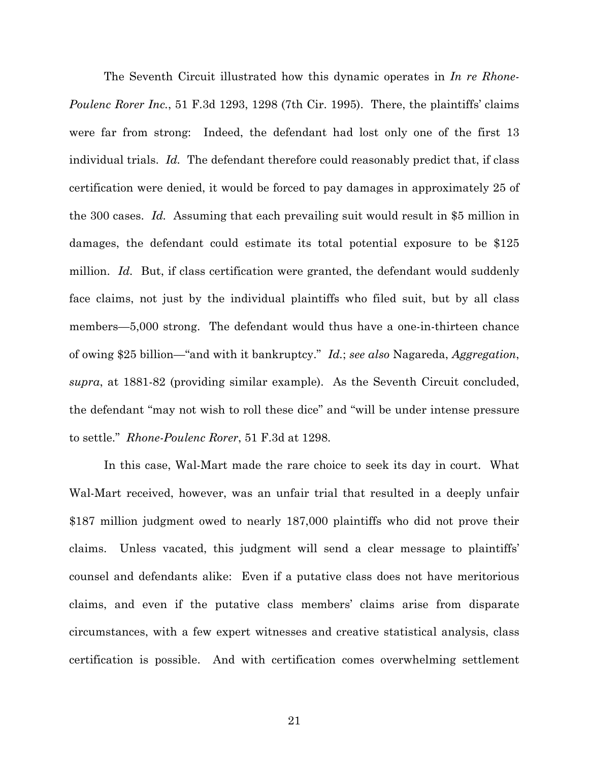The Seventh Circuit illustrated how this dynamic operates in *In re Rhone-Poulenc Rorer Inc.*, 51 F.3d 1293, 1298 (7th Cir. 1995). There, the plaintiffs' claims were far from strong: Indeed, the defendant had lost only one of the first 13 individual trials. *Id.* The defendant therefore could reasonably predict that, if class certification were denied, it would be forced to pay damages in approximately 25 of the 300 cases. *Id.* Assuming that each prevailing suit would result in $5 million in damages, the defendant could estimate its total potential exposure to be $125 million. *Id.* But, if class certification were granted, the defendant would suddenly face claims, not just by the individual plaintiffs who filed suit, but by all class members—5,000 strong. The defendant would thus have a one-in-thirteen chance of owing $25 billion—"and with it bankruptcy." *Id.*; *see also* Nagareda, *Aggregation*, *supra*, at 1881-82 (providing similar example). As the Seventh Circuit concluded, the defendant "may not wish to roll these dice" and "will be under intense pressure to settle." *Rhone-Poulenc Rorer*, 51 F.3d at 1298.

In this case, Wal-Mart made the rare choice to seek its day in court. What Wal-Mart received, however, was an unfair trial that resulted in a deeply unfair $187 million judgment owed to nearly 187,000 plaintiffs who did not prove their claims. Unless vacated, this judgment will send a clear message to plaintiffs' counsel and defendants alike: Even if a putative class does not have meritorious claims, and even if the putative class members' claims arise from disparate circumstances, with a few expert witnesses and creative statistical analysis, class certification is possible. And with certification comes overwhelming settlement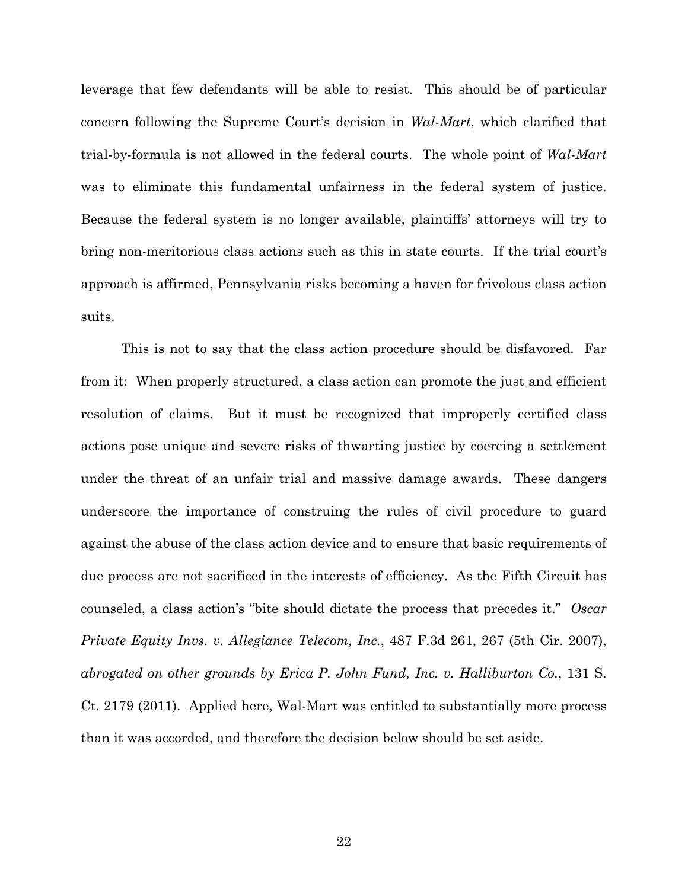leverage that few defendants will be able to resist. This should be of particular concern following the Supreme Court's decision in *Wal-Mart*, which clarified that trial-by-formula is not allowed in the federal courts. The whole point of *Wal-Mart* was to eliminate this fundamental unfairness in the federal system of justice. Because the federal system is no longer available, plaintiffs' attorneys will try to bring non-meritorious class actions such as this in state courts. If the trial court's approach is affirmed, Pennsylvania risks becoming a haven for frivolous class action suits.

This is not to say that the class action procedure should be disfavored. Far from it: When properly structured, a class action can promote the just and efficient resolution of claims. But it must be recognized that improperly certified class actions pose unique and severe risks of thwarting justice by coercing a settlement under the threat of an unfair trial and massive damage awards. These dangers underscore the importance of construing the rules of civil procedure to guard against the abuse of the class action device and to ensure that basic requirements of due process are not sacrificed in the interests of efficiency. As the Fifth Circuit has counseled, a class action's "bite should dictate the process that precedes it." *Oscar Private Equity Invs. v. Allegiance Telecom, Inc.*, 487 F.3d 261, 267 (5th Cir. 2007), *abrogated on other grounds by Erica P. John Fund, Inc. v. Halliburton Co.*, 131 S. Ct. 2179 (2011). Applied here, Wal-Mart was entitled to substantially more process than it was accorded, and therefore the decision below should be set aside.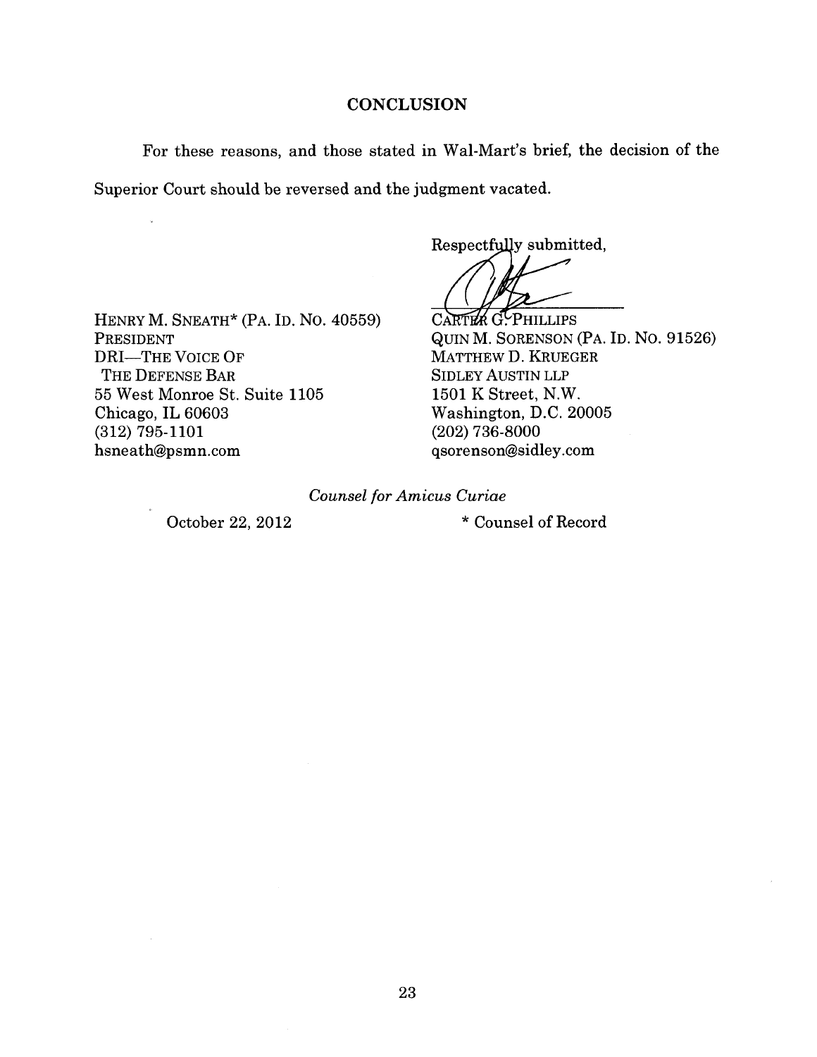## CONCLUSION

For these reasons, and those stated in Wal-Mart's brief, the decision of the Superior Court should be reversed and the judgment vacated.

Respectfully submitted,

HENRY M. SNEATH* (PA. ID. NO. 40559)
PRESIDENT
DRI—THE VOICE OF
THE DEFENSE BAR
55 West Monroe St. Suite 1105
Chicago, IL 60603
(312) 795-1101
hsneath@psmn.com

CARTER G. PHILLIPS
QUIN M. SORENSON (PA. ID. NO. 91526)
MATTHEW D. KRUEGER
SIDLEY AUSTIN LLP
1501 K Street, N.W.
Washington, D.C. 20005
(202) 736-8000
qsorenson@sidley.com

*Counsel for Amicus Curiae*

October 22, 2012

\* Counsel of Record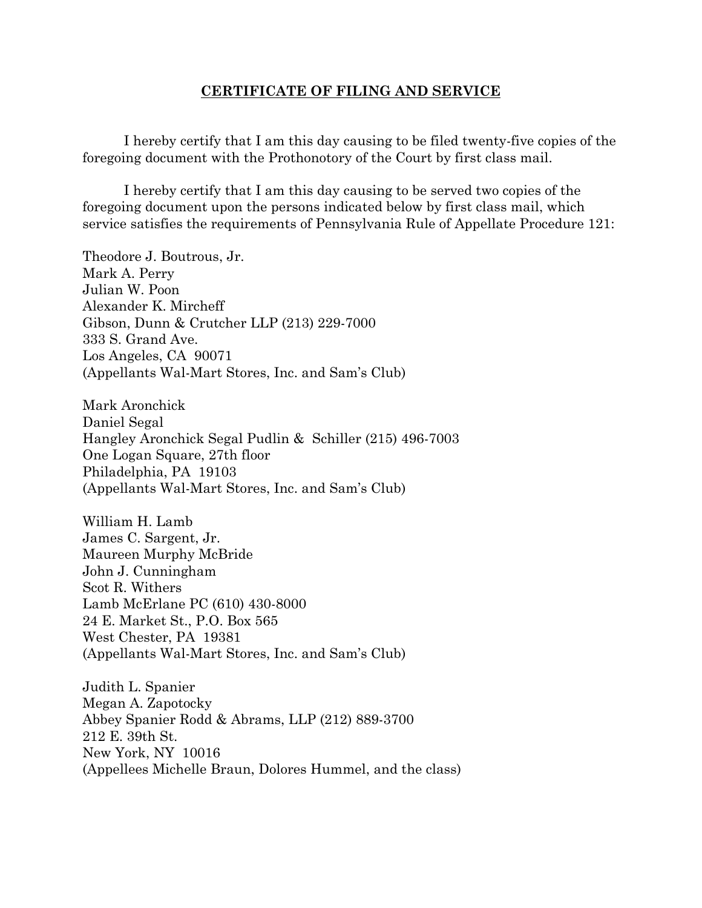## CERTIFICATE OF FILING AND SERVICE

I hereby certify that I am this day causing to be filed twenty-five copies of the foregoing document with the Prothonotory of the Court by first class mail.

I hereby certify that I am this day causing to be served two copies of the foregoing document upon the persons indicated below by first class mail, which service satisfies the requirements of Pennsylvania Rule of Appellate Procedure 121:

Theodore J. Boutrous, Jr.
Mark A. Perry
Julian W. Poon
Alexander K. Mircheff
Gibson, Dunn & Crutcher LLP (213) 229-7000
333 S. Grand Ave.
Los Angeles, CA 90071
(Appellants Wal-Mart Stores, Inc. and Sam's Club)

Mark Aronchick
Daniel Segal
Hangley Aronchick Segal Pudlin & Schiller (215) 496-7003
One Logan Square, 27th floor
Philadelphia, PA 19103
(Appellants Wal-Mart Stores, Inc. and Sam's Club)

William H. Lamb
James C. Sargent, Jr.
Maureen Murphy McBride
John J. Cunningham
Scot R. Withers
Lamb McErlane PC (610) 430-8000
24 E. Market St., P.O. Box 565
West Chester, PA 19381
(Appellants Wal-Mart Stores, Inc. and Sam's Club)

Judith L. Spanier
Megan A. Zapotocky
Abbey Spanier Rodd & Abrams, LLP (212) 889-3700
212 E. 39th St.
New York, NY 10016
(Appellees Michelle Braun, Dolores Hummel, and the class)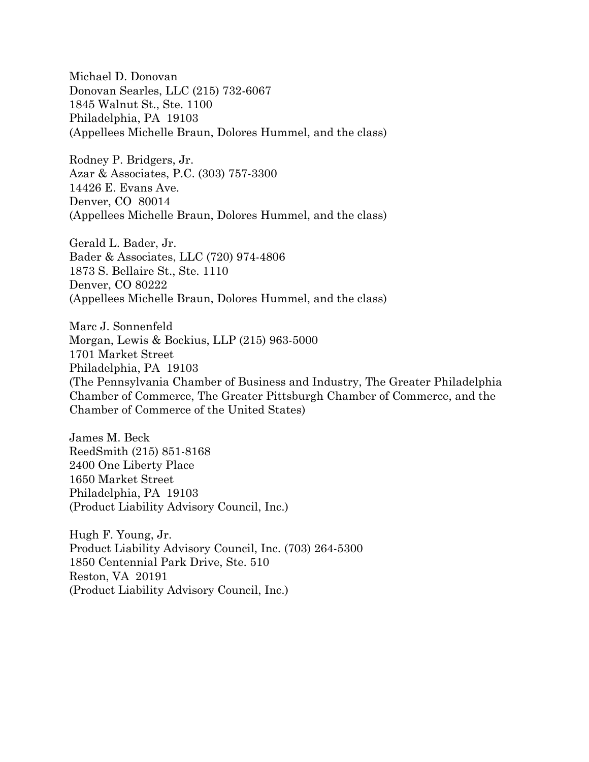Michael D. Donovan
Donovan Searles, LLC (215) 732-6067
1845 Walnut St., Ste. 1100
Philadelphia, PA 19103
(Appellees Michelle Braun, Dolores Hummel, and the class)

Rodney P. Bridgers, Jr.
Azar & Associates, P.C. (303) 757-3300
14426 E. Evans Ave.
Denver, CO 80014
(Appellees Michelle Braun, Dolores Hummel, and the class)

Gerald L. Bader, Jr.
Bader & Associates, LLC (720) 974-4806
1873 S. Bellaire St., Ste. 1110
Denver, CO 80222
(Appellees Michelle Braun, Dolores Hummel, and the class)

Marc J. Sonnenfeld
Morgan, Lewis & Bockius, LLP (215) 963-5000
1701 Market Street
Philadelphia, PA 19103
(The Pennsylvania Chamber of Business and Industry, The Greater Philadelphia Chamber of Commerce, The Greater Pittsburgh Chamber of Commerce, and the Chamber of Commerce of the United States)

James M. Beck
ReedSmith (215) 851-8168
2400 One Liberty Place
1650 Market Street
Philadelphia, PA 19103
(Product Liability Advisory Council, Inc.)

Hugh F. Young, Jr.
Product Liability Advisory Council, Inc. (703) 264-5300
1850 Centennial Park Drive, Ste. 510
Reston, VA 20191
(Product Liability Advisory Council, Inc.)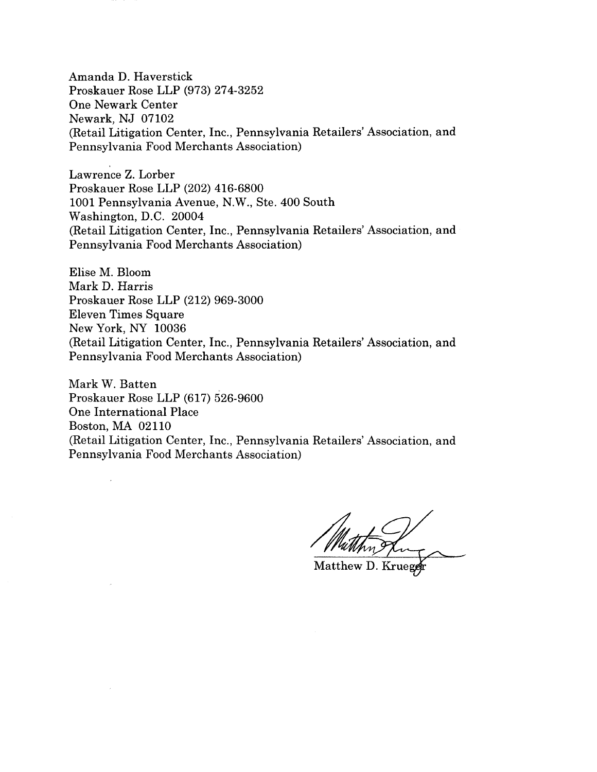Amanda D. Haverstick
Proskauer Rose LLP (973) 274-3252
One Newark Center
Newark, NJ 07102
(Retail Litigation Center, Inc., Pennsylvania Retailers' Association, and Pennsylvania Food Merchants Association)

Lawrence Z. Lorber
Proskauer Rose LLP (202) 416-6800
1001 Pennsylvania Avenue, N.W., Ste. 400 South
Washington, D.C. 20004
(Retail Litigation Center, Inc., Pennsylvania Retailers' Association, and Pennsylvania Food Merchants Association)

Elise M. Bloom
Mark D. Harris
Proskauer Rose LLP (212) 969-3000
Eleven Times Square
New York, NY 10036
(Retail Litigation Center, Inc., Pennsylvania Retailers' Association, and Pennsylvania Food Merchants Association)

Mark W. Batten
Proskauer Rose LLP (617) 526-9600
One International Place
Boston, MA 02110
(Retail Litigation Center, Inc., Pennsylvania Retailers' Association, and Pennsylvania Food Merchants Association)

Matthew D. Krueger